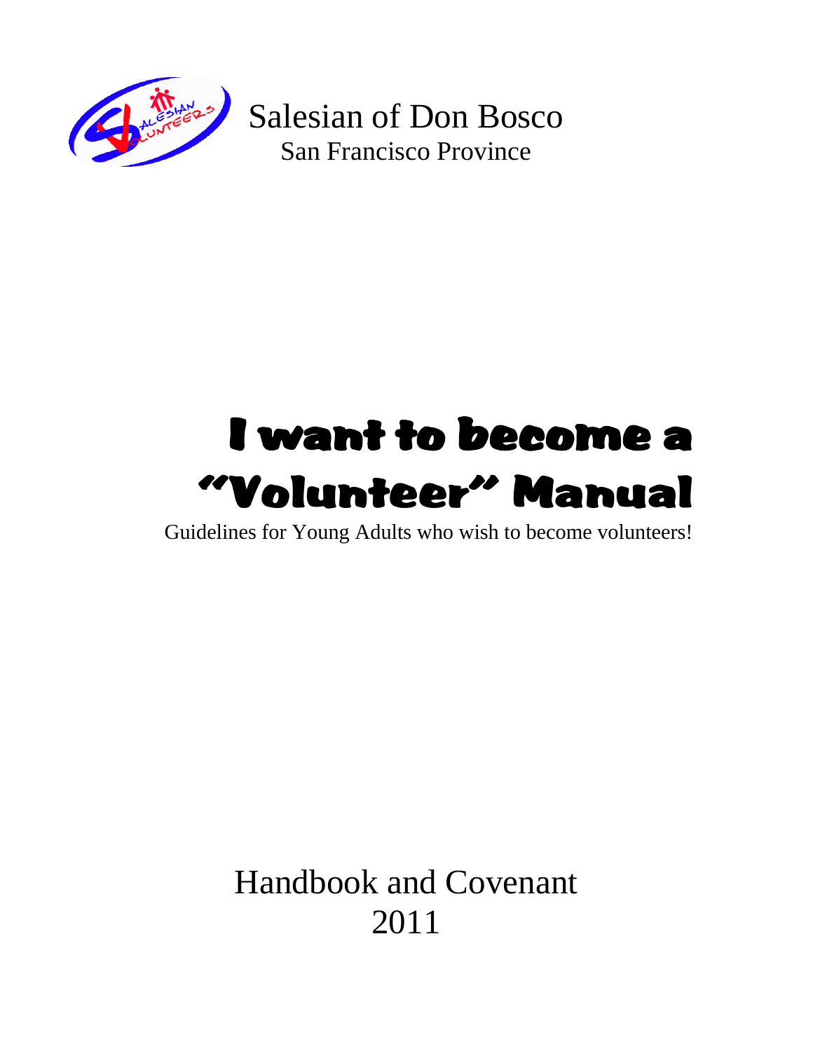Salesian of Don Bosco
San Francisco Province

# I want to become a "Volunteer" Manual

Guidelines for Young Adults who wish to become volunteers!

Handbook and Covenant
2011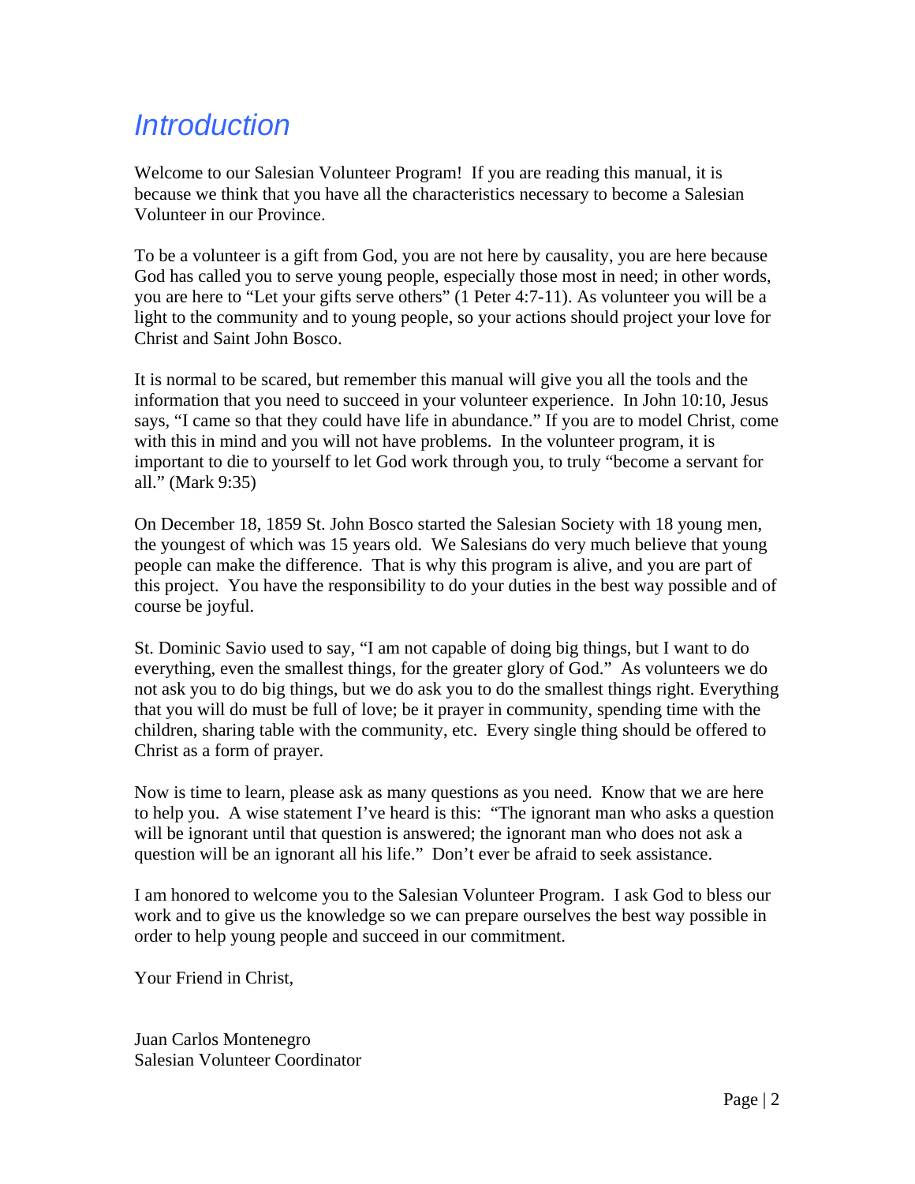# Introduction

Welcome to our Salesian Volunteer Program! If you are reading this manual, it is because we think that you have all the characteristics necessary to become a Salesian Volunteer in our Province.

To be a volunteer is a gift from God, you are not here by causality, you are here because God has called you to serve young people, especially those most in need; in other words, you are here to "Let your gifts serve others" (1 Peter 4:7-11). As volunteer you will be a light to the community and to young people, so your actions should project your love for Christ and Saint John Bosco.

It is normal to be scared, but remember this manual will give you all the tools and the information that you need to succeed in your volunteer experience. In John 10:10, Jesus says, "I came so that they could have life in abundance." If you are to model Christ, come with this in mind and you will not have problems. In the volunteer program, it is important to die to yourself to let God work through you, to truly "become a servant for all." (Mark 9:35)

On December 18, 1859 St. John Bosco started the Salesian Society with 18 young men, the youngest of which was 15 years old. We Salesians do very much believe that young people can make the difference. That is why this program is alive, and you are part of this project. You have the responsibility to do your duties in the best way possible and of course be joyful.

St. Dominic Savio used to say, "I am not capable of doing big things, but I want to do everything, even the smallest things, for the greater glory of God." As volunteers we do not ask you to do big things, but we do ask you to do the smallest things right. Everything that you will do must be full of love; be it prayer in community, spending time with the children, sharing table with the community, etc. Every single thing should be offered to Christ as a form of prayer.

Now is time to learn, please ask as many questions as you need. Know that we are here to help you. A wise statement I've heard is this: "The ignorant man who asks a question will be ignorant until that question is answered; the ignorant man who does not ask a question will be an ignorant all his life." Don't ever be afraid to seek assistance.

I am honored to welcome you to the Salesian Volunteer Program. I ask God to bless our work and to give us the knowledge so we can prepare ourselves the best way possible in order to help young people and succeed in our commitment.

Your Friend in Christ,

Juan Carlos Montenegro
Salesian Volunteer Coordinator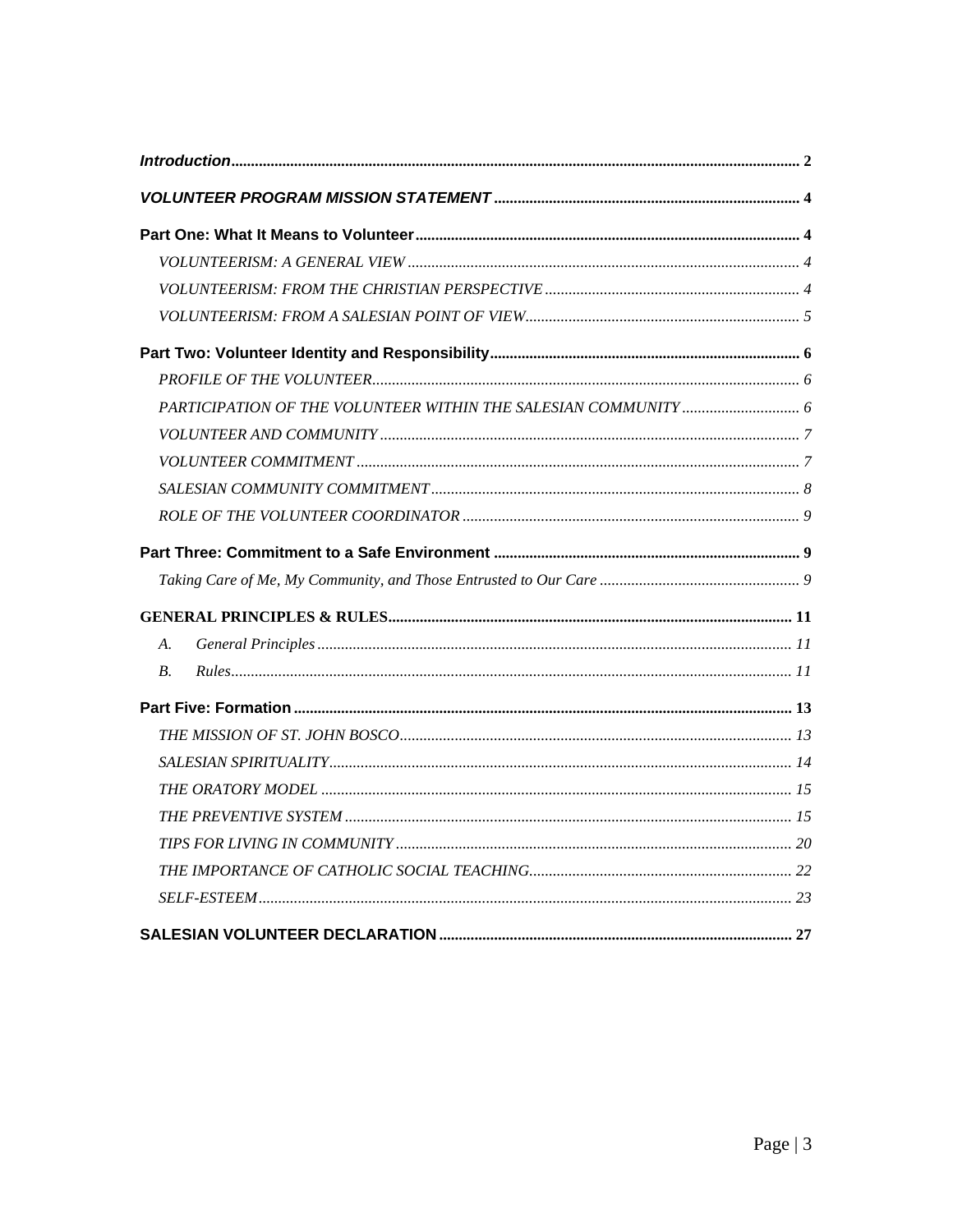[*Introduction*](#) ............................................................................................................ 2

[*VOLUNTEER PROGRAM MISSION STATEMENT*](#) ............................................................ 4

**Part One: What It Means to Volunteer** ........................................................................ 4

- *VOLUNTEERISM: A GENERAL VIEW* ........................................................................ 4
- *VOLUNTEERISM: FROM THE CHRISTIAN PERSPECTIVE* ........................................ 4
- *VOLUNTEERISM: FROM A SALESIAN POINT OF VIEW* ............................................ 5

**Part Two: Volunteer Identity and Responsibility** ........................................................ 6

- *PROFILE OF THE VOLUNTEER* .................................................................................. 6
- *PARTICIPATION OF THE VOLUNTEER WITHIN THE SALESIAN COMMUNITY* ......... 6
- *VOLUNTEER AND COMMUNITY* .................................................................................. 7
- *VOLUNTEER COMMITMENT* ........................................................................................ 7
- *SALESIAN COMMUNITY COMMITMENT* .................................................................... 8
- *ROLE OF THE VOLUNTEER COORDINATOR* ............................................................ 9

**Part Three: Commitment to a Safe Environment** ........................................................ 9

- *Taking Care of Me, My Community, and Those Entrusted to Our Care* ....................... 9

**GENERAL PRINCIPLES & RULES** ............................................................................. 11

- *A. General Principles* ................................................................................................. 11
- *B. Rules* ....................................................................................................................... 11

**Part Five: Formation** .................................................................................................. 13

- *THE MISSION OF ST. JOHN BOSCO* ........................................................................ 13
- *SALESIAN SPIRITUALITY* ......................................................................................... 14
- *THE ORATORY MODEL* ............................................................................................. 15
- *THE PREVENTIVE SYSTEM* ...................................................................................... 15
- *TIPS FOR LIVING IN COMMUNITY* ........................................................................... 20
- *THE IMPORTANCE OF CATHOLIC SOCIAL TEACHING* ........................................... 22
- *SELF-ESTEEM* ........................................................................................................... 23

**SALESIAN VOLUNTEER DECLARATION** ................................................................. 27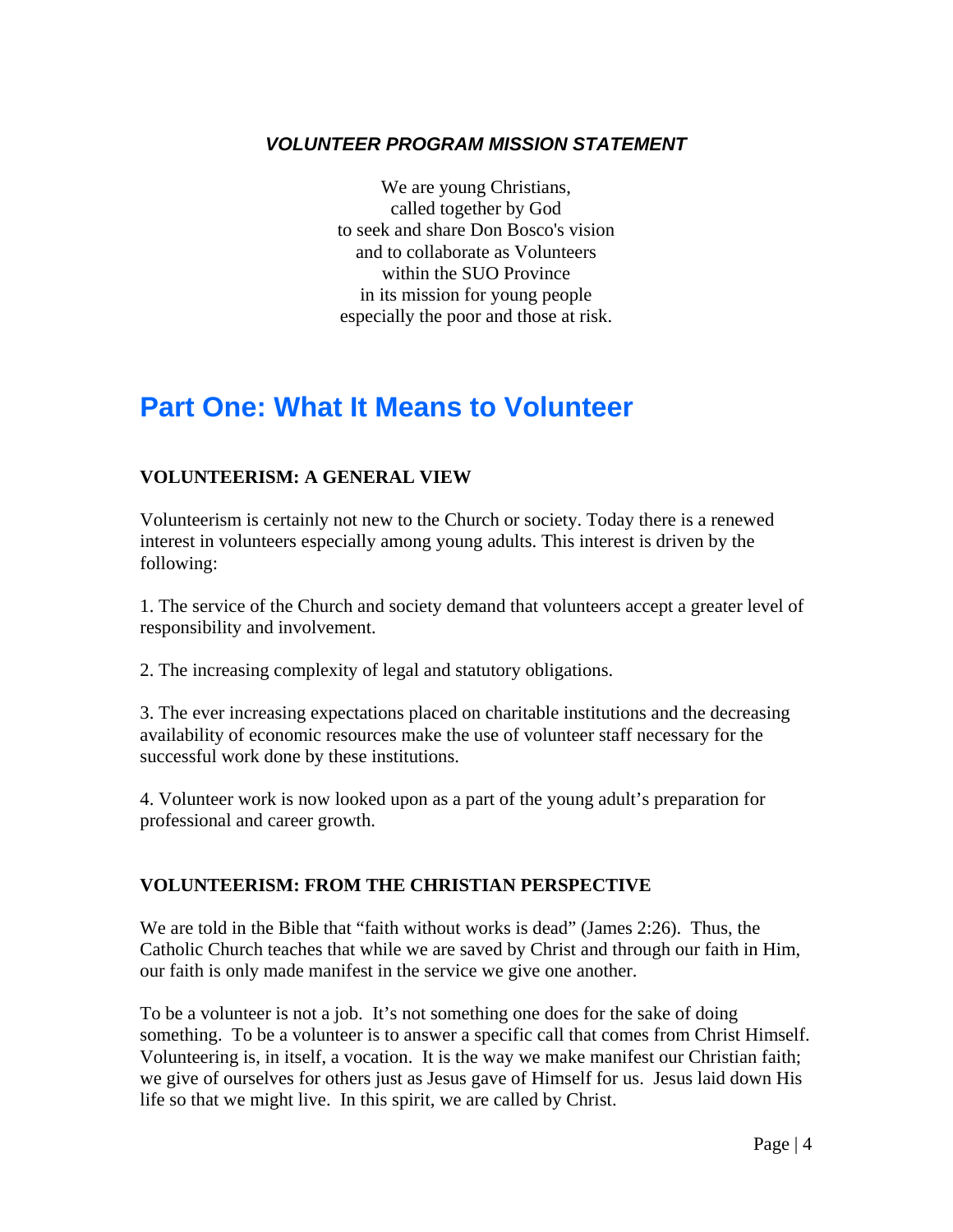### ***VOLUNTEER PROGRAM MISSION STATEMENT***

We are young Christians,
called together by God
to seek and share Don Bosco's vision
and to collaborate as Volunteers
within the SUO Province
in its mission for young people
especially the poor and those at risk.

# Part One: What It Means to Volunteer

### VOLUNTEERISM: A GENERAL VIEW

Volunteerism is certainly not new to the Church or society. Today there is a renewed interest in volunteers especially among young adults. This interest is driven by the following:

1. The service of the Church and society demand that volunteers accept a greater level of responsibility and involvement.

2. The increasing complexity of legal and statutory obligations.

3. The ever increasing expectations placed on charitable institutions and the decreasing availability of economic resources make the use of volunteer staff necessary for the successful work done by these institutions.

4. Volunteer work is now looked upon as a part of the young adult's preparation for professional and career growth.

### VOLUNTEERISM: FROM THE CHRISTIAN PERSPECTIVE

We are told in the Bible that "faith without works is dead" (James 2:26). Thus, the Catholic Church teaches that while we are saved by Christ and through our faith in Him, our faith is only made manifest in the service we give one another.

To be a volunteer is not a job. It's not something one does for the sake of doing something. To be a volunteer is to answer a specific call that comes from Christ Himself. Volunteering is, in itself, a vocation. It is the way we make manifest our Christian faith; we give of ourselves for others just as Jesus gave of Himself for us. Jesus laid down His life so that we might live. In this spirit, we are called by Christ.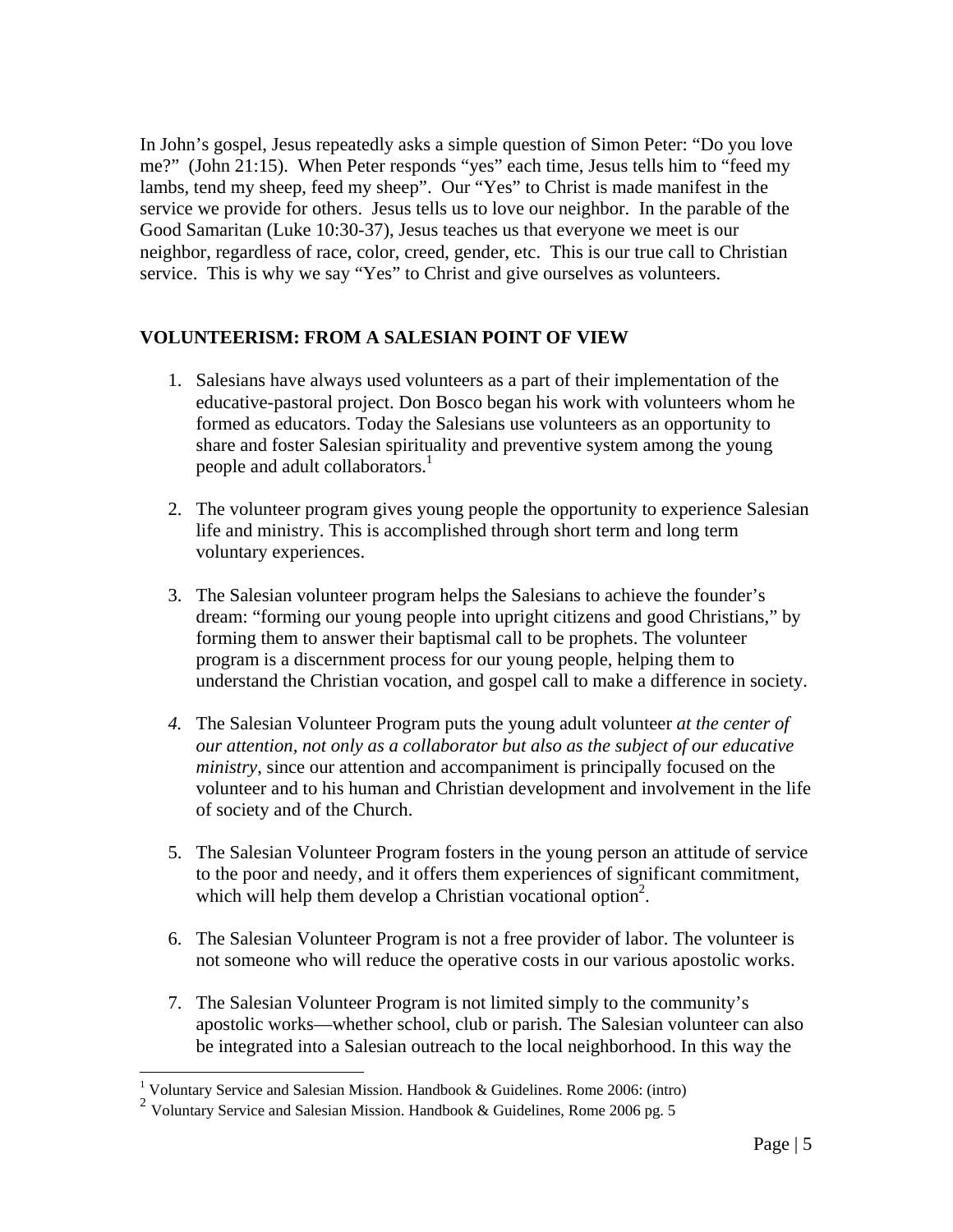In John's gospel, Jesus repeatedly asks a simple question of Simon Peter: "Do you love me?" (John 21:15). When Peter responds "yes" each time, Jesus tells him to "feed my lambs, tend my sheep, feed my sheep". Our "Yes" to Christ is made manifest in the service we provide for others. Jesus tells us to love our neighbor. In the parable of the Good Samaritan (Luke 10:30-37), Jesus teaches us that everyone we meet is our neighbor, regardless of race, color, creed, gender, etc. This is our true call to Christian service. This is why we say "Yes" to Christ and give ourselves as volunteers.

## VOLUNTEERISM: FROM A SALESIAN POINT OF VIEW

1. Salesians have always used volunteers as a part of their implementation of the educative-pastoral project. Don Bosco began his work with volunteers whom he formed as educators. Today the Salesians use volunteers as an opportunity to share and foster Salesian spirituality and preventive system among the young people and adult collaborators.[1]

2. The volunteer program gives young people the opportunity to experience Salesian life and ministry. This is accomplished through short term and long term voluntary experiences.

3. The Salesian volunteer program helps the Salesians to achieve the founder's dream: "forming our young people into upright citizens and good Christians," by forming them to answer their baptismal call to be prophets. The volunteer program is a discernment process for our young people, helping them to understand the Christian vocation, and gospel call to make a difference in society.

4. The Salesian Volunteer Program puts the young adult volunteer *at the center of our attention, not only as a collaborator but also as the subject of our educative ministry*, since our attention and accompaniment is principally focused on the volunteer and to his human and Christian development and involvement in the life of society and of the Church.

5. The Salesian Volunteer Program fosters in the young person an attitude of service to the poor and needy, and it offers them experiences of significant commitment, which will help them develop a Christian vocational option[2].

6. The Salesian Volunteer Program is not a free provider of labor. The volunteer is not someone who will reduce the operative costs in our various apostolic works.

7. The Salesian Volunteer Program is not limited simply to the community's apostolic works—whether school, club or parish. The Salesian volunteer can also be integrated into a Salesian outreach to the local neighborhood. In this way the

---

[1] Voluntary Service and Salesian Mission. Handbook & Guidelines. Rome 2006: (intro)

[2] Voluntary Service and Salesian Mission. Handbook & Guidelines, Rome 2006 pg. 5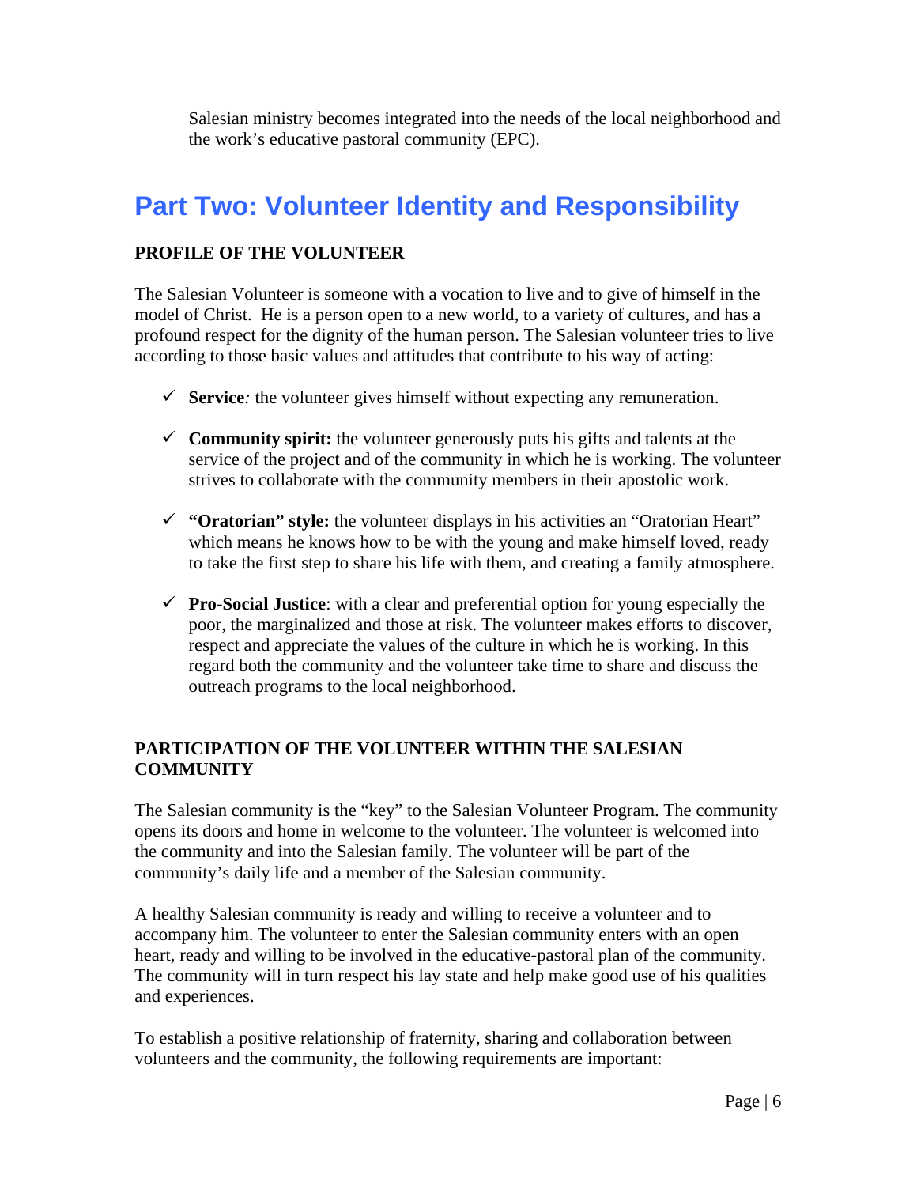Salesian ministry becomes integrated into the needs of the local neighborhood and the work's educative pastoral community (EPC).

# Part Two: Volunteer Identity and Responsibility

### PROFILE OF THE VOLUNTEER

The Salesian Volunteer is someone with a vocation to live and to give of himself in the model of Christ. He is a person open to a new world, to a variety of cultures, and has a profound respect for the dignity of the human person. The Salesian volunteer tries to live according to those basic values and attitudes that contribute to his way of acting:

- ✓ **Service***:* the volunteer gives himself without expecting any remuneration.
- ✓ **Community spirit:** the volunteer generously puts his gifts and talents at the service of the project and of the community in which he is working. The volunteer strives to collaborate with the community members in their apostolic work.
- ✓ **"Oratorian" style:** the volunteer displays in his activities an "Oratorian Heart" which means he knows how to be with the young and make himself loved, ready to take the first step to share his life with them, and creating a family atmosphere.
- ✓ **Pro-Social Justice**: with a clear and preferential option for young especially the poor, the marginalized and those at risk. The volunteer makes efforts to discover, respect and appreciate the values of the culture in which he is working. In this regard both the community and the volunteer take time to share and discuss the outreach programs to the local neighborhood.

### PARTICIPATION OF THE VOLUNTEER WITHIN THE SALESIAN COMMUNITY

The Salesian community is the "key" to the Salesian Volunteer Program. The community opens its doors and home in welcome to the volunteer. The volunteer is welcomed into the community and into the Salesian family. The volunteer will be part of the community's daily life and a member of the Salesian community.

A healthy Salesian community is ready and willing to receive a volunteer and to accompany him. The volunteer to enter the Salesian community enters with an open heart, ready and willing to be involved in the educative-pastoral plan of the community. The community will in turn respect his lay state and help make good use of his qualities and experiences.

To establish a positive relationship of fraternity, sharing and collaboration between volunteers and the community, the following requirements are important: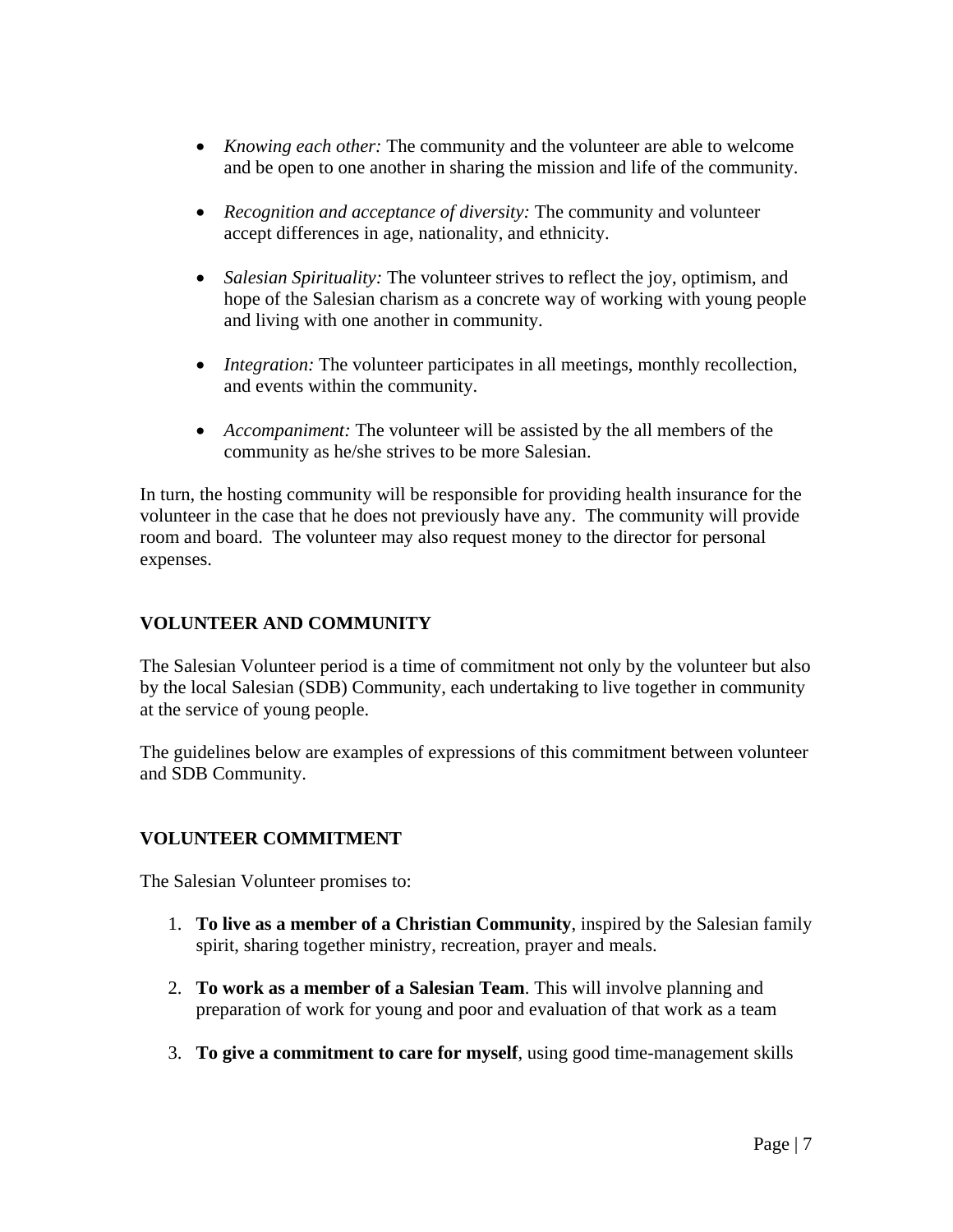- *Knowing each other:* The community and the volunteer are able to welcome and be open to one another in sharing the mission and life of the community.

- *Recognition and acceptance of diversity:* The community and volunteer accept differences in age, nationality, and ethnicity.

- *Salesian Spirituality:* The volunteer strives to reflect the joy, optimism, and hope of the Salesian charism as a concrete way of working with young people and living with one another in community.

- *Integration:* The volunteer participates in all meetings, monthly recollection, and events within the community.

- *Accompaniment:* The volunteer will be assisted by the all members of the community as he/she strives to be more Salesian.

In turn, the hosting community will be responsible for providing health insurance for the volunteer in the case that he does not previously have any. The community will provide room and board. The volunteer may also request money to the director for personal expenses.

## VOLUNTEER AND COMMUNITY

The Salesian Volunteer period is a time of commitment not only by the volunteer but also by the local Salesian (SDB) Community, each undertaking to live together in community at the service of young people.

The guidelines below are examples of expressions of this commitment between volunteer and SDB Community.

## VOLUNTEER COMMITMENT

The Salesian Volunteer promises to:

1. **To live as a member of a Christian Community**, inspired by the Salesian family spirit, sharing together ministry, recreation, prayer and meals.

2. **To work as a member of a Salesian Team**. This will involve planning and preparation of work for young and poor and evaluation of that work as a team

3. **To give a commitment to care for myself**, using good time-management skills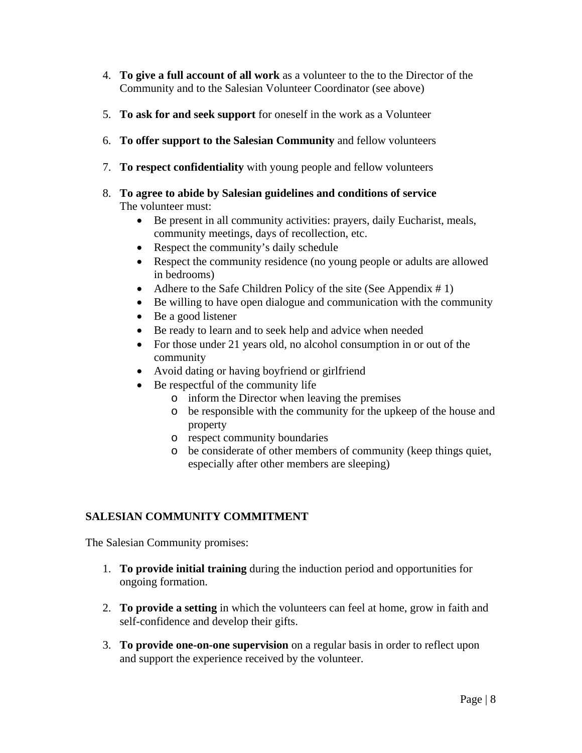4. **To give a full account of all work** as a volunteer to the to the Director of the Community and to the Salesian Volunteer Coordinator (see above)

5. **To ask for and seek support** for oneself in the work as a Volunteer

6. **To offer support to the Salesian Community** and fellow volunteers

7. **To respect confidentiality** with young people and fellow volunteers

8. **To agree to abide by Salesian guidelines and conditions of service**
   The volunteer must:
   - Be present in all community activities: prayers, daily Eucharist, meals, community meetings, days of recollection, etc.
   - Respect the community's daily schedule
   - Respect the community residence (no young people or adults are allowed in bedrooms)
   - Adhere to the Safe Children Policy of the site (See Appendix # 1)
   - Be willing to have open dialogue and communication with the community
   - Be a good listener
   - Be ready to learn and to seek help and advice when needed
   - For those under 21 years old, no alcohol consumption in or out of the community
   - Avoid dating or having boyfriend or girlfriend
   - Be respectful of the community life
     - inform the Director when leaving the premises
     - be responsible with the community for the upkeep of the house and property
     - respect community boundaries
     - be considerate of other members of community (keep things quiet, especially after other members are sleeping)

## SALESIAN COMMUNITY COMMITMENT

The Salesian Community promises:

1. **To provide initial training** during the induction period and opportunities for ongoing formation.

2. **To provide a setting** in which the volunteers can feel at home, grow in faith and self-confidence and develop their gifts.

3. **To provide one-on-one supervision** on a regular basis in order to reflect upon and support the experience received by the volunteer.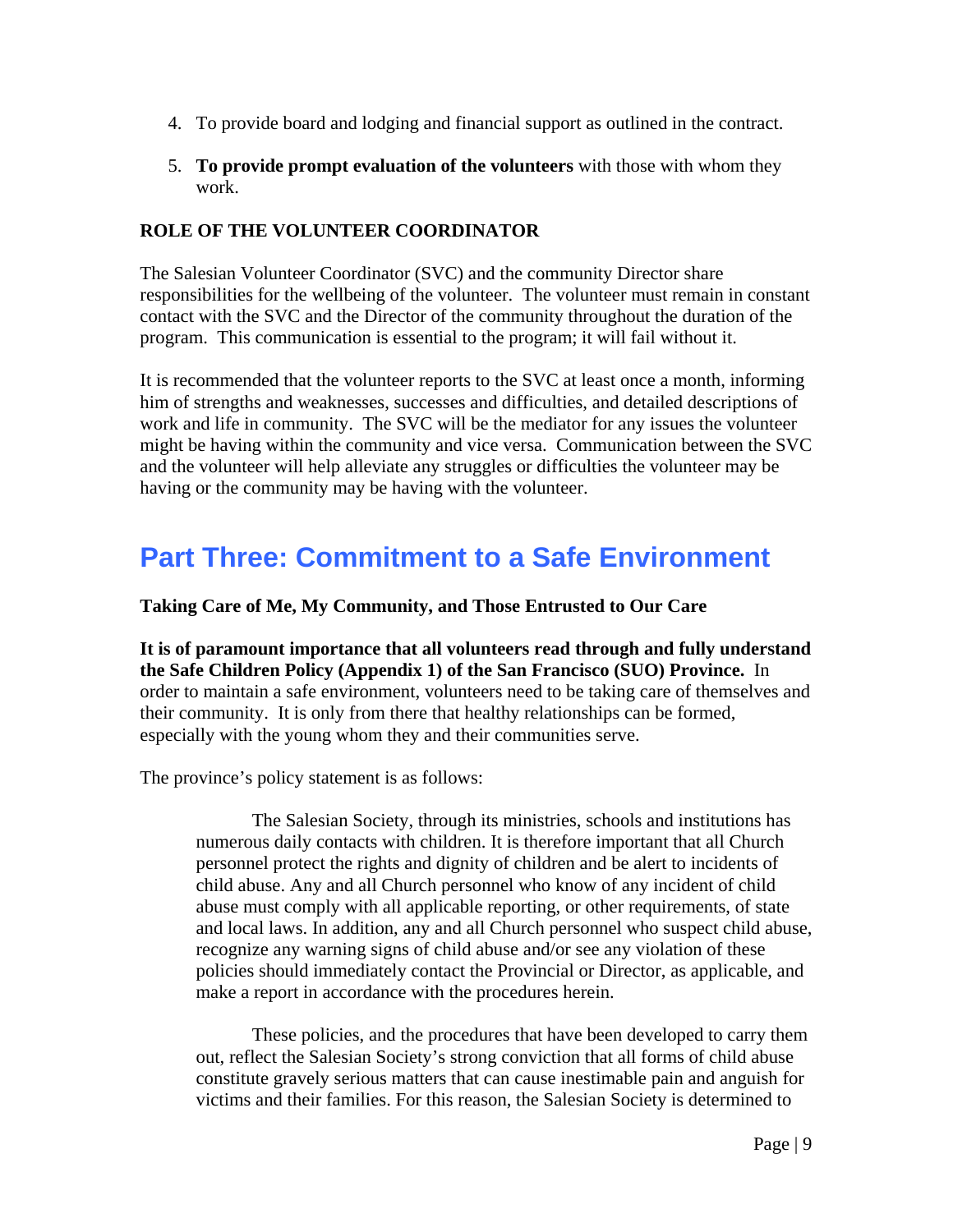4. To provide board and lodging and financial support as outlined in the contract.
5. **To provide prompt evaluation of the volunteers** with those with whom they work.

**ROLE OF THE VOLUNTEER COORDINATOR**

The Salesian Volunteer Coordinator (SVC) and the community Director share responsibilities for the wellbeing of the volunteer. The volunteer must remain in constant contact with the SVC and the Director of the community throughout the duration of the program. This communication is essential to the program; it will fail without it.

It is recommended that the volunteer reports to the SVC at least once a month, informing him of strengths and weaknesses, successes and difficulties, and detailed descriptions of work and life in community. The SVC will be the mediator for any issues the volunteer might be having within the community and vice versa. Communication between the SVC and the volunteer will help alleviate any struggles or difficulties the volunteer may be having or the community may be having with the volunteer.

# Part Three: Commitment to a Safe Environment

**Taking Care of Me, My Community, and Those Entrusted to Our Care**

**It is of paramount importance that all volunteers read through and fully understand the Safe Children Policy (Appendix 1) of the San Francisco (SUO) Province.** In order to maintain a safe environment, volunteers need to be taking care of themselves and their community. It is only from there that healthy relationships can be formed, especially with the young whom they and their communities serve.

The province's policy statement is as follows:

> The Salesian Society, through its ministries, schools and institutions has numerous daily contacts with children. It is therefore important that all Church personnel protect the rights and dignity of children and be alert to incidents of child abuse. Any and all Church personnel who know of any incident of child abuse must comply with all applicable reporting, or other requirements, of state and local laws. In addition, any and all Church personnel who suspect child abuse, recognize any warning signs of child abuse and/or see any violation of these policies should immediately contact the Provincial or Director, as applicable, and make a report in accordance with the procedures herein.
>
> These policies, and the procedures that have been developed to carry them out, reflect the Salesian Society's strong conviction that all forms of child abuse constitute gravely serious matters that can cause inestimable pain and anguish for victims and their families. For this reason, the Salesian Society is determined to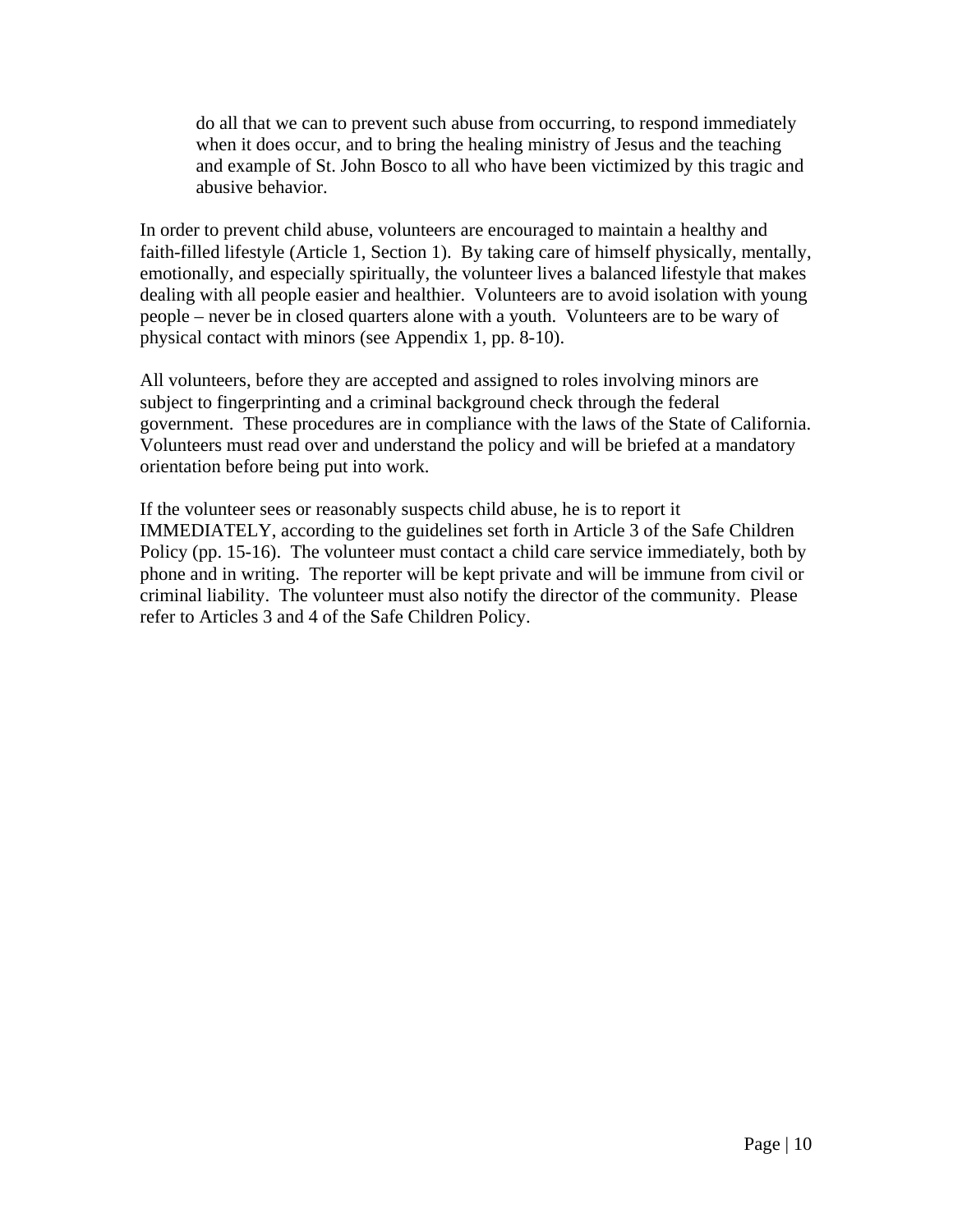> do all that we can to prevent such abuse from occurring, to respond immediately when it does occur, and to bring the healing ministry of Jesus and the teaching and example of St. John Bosco to all who have been victimized by this tragic and abusive behavior.

In order to prevent child abuse, volunteers are encouraged to maintain a healthy and faith-filled lifestyle (Article 1, Section 1). By taking care of himself physically, mentally, emotionally, and especially spiritually, the volunteer lives a balanced lifestyle that makes dealing with all people easier and healthier. Volunteers are to avoid isolation with young people – never be in closed quarters alone with a youth. Volunteers are to be wary of physical contact with minors (see Appendix 1, pp. 8-10).

All volunteers, before they are accepted and assigned to roles involving minors are subject to fingerprinting and a criminal background check through the federal government. These procedures are in compliance with the laws of the State of California. Volunteers must read over and understand the policy and will be briefed at a mandatory orientation before being put into work.

If the volunteer sees or reasonably suspects child abuse, he is to report it IMMEDIATELY, according to the guidelines set forth in Article 3 of the Safe Children Policy (pp. 15-16). The volunteer must contact a child care service immediately, both by phone and in writing. The reporter will be kept private and will be immune from civil or criminal liability. The volunteer must also notify the director of the community. Please refer to Articles 3 and 4 of the Safe Children Policy.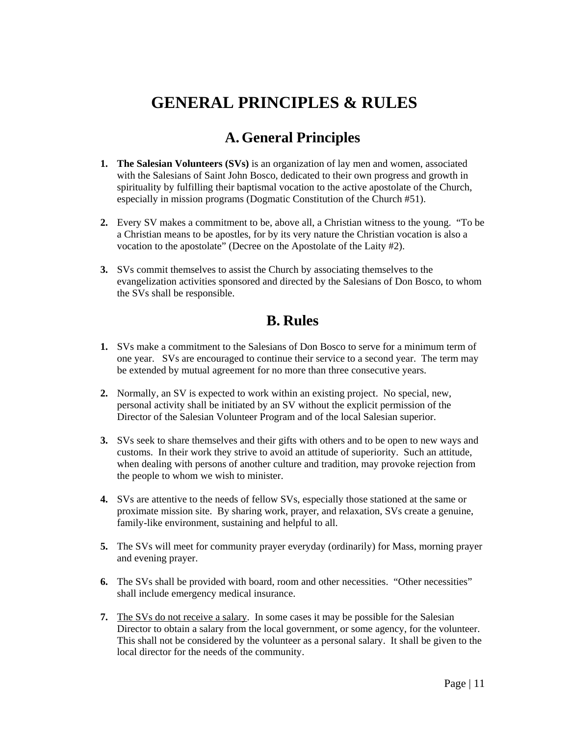# GENERAL PRINCIPLES & RULES

## A. General Principles

1. **The Salesian Volunteers (SVs)** is an organization of lay men and women, associated with the Salesians of Saint John Bosco, dedicated to their own progress and growth in spirituality by fulfilling their baptismal vocation to the active apostolate of the Church, especially in mission programs (Dogmatic Constitution of the Church #51).

2. Every SV makes a commitment to be, above all, a Christian witness to the young. "To be a Christian means to be apostles, for by its very nature the Christian vocation is also a vocation to the apostolate" (Decree on the Apostolate of the Laity #2).

3. SVs commit themselves to assist the Church by associating themselves to the evangelization activities sponsored and directed by the Salesians of Don Bosco, to whom the SVs shall be responsible.

## B. Rules

1. SVs make a commitment to the Salesians of Don Bosco to serve for a minimum term of one year. SVs are encouraged to continue their service to a second year. The term may be extended by mutual agreement for no more than three consecutive years.

2. Normally, an SV is expected to work within an existing project. No special, new, personal activity shall be initiated by an SV without the explicit permission of the Director of the Salesian Volunteer Program and of the local Salesian superior.

3. SVs seek to share themselves and their gifts with others and to be open to new ways and customs. In their work they strive to avoid an attitude of superiority. Such an attitude, when dealing with persons of another culture and tradition, may provoke rejection from the people to whom we wish to minister.

4. SVs are attentive to the needs of fellow SVs, especially those stationed at the same or proximate mission site. By sharing work, prayer, and relaxation, SVs create a genuine, family-like environment, sustaining and helpful to all.

5. The SVs will meet for community prayer everyday (ordinarily) for Mass, morning prayer and evening prayer.

6. The SVs shall be provided with board, room and other necessities. "Other necessities" shall include emergency medical insurance.

7. <u>The SVs do not receive a salary</u>. In some cases it may be possible for the Salesian Director to obtain a salary from the local government, or some agency, for the volunteer. This shall not be considered by the volunteer as a personal salary. It shall be given to the local director for the needs of the community.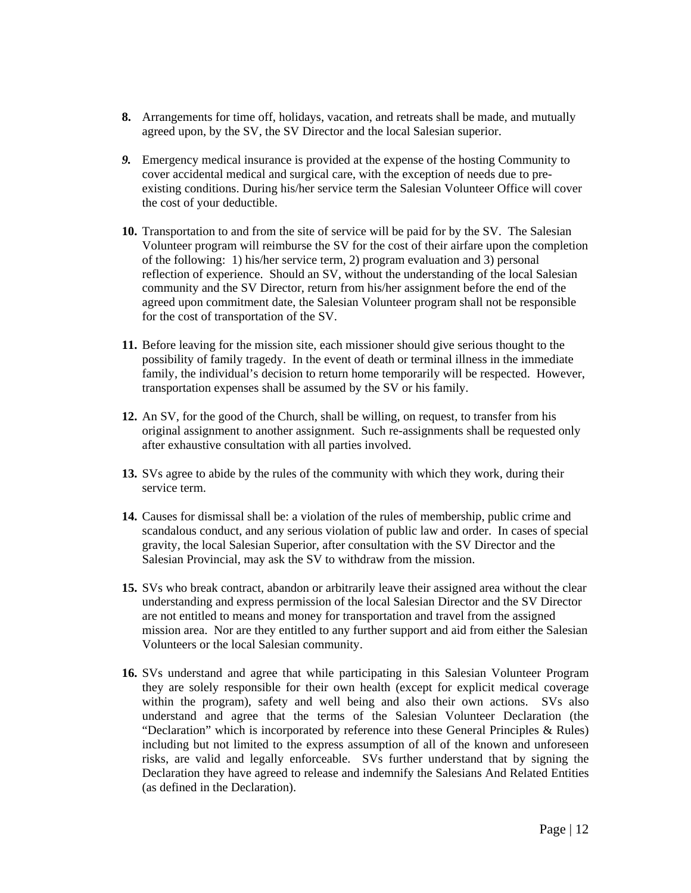8. Arrangements for time off, holidays, vacation, and retreats shall be made, and mutually agreed upon, by the SV, the SV Director and the local Salesian superior.

9. Emergency medical insurance is provided at the expense of the hosting Community to cover accidental medical and surgical care, with the exception of needs due to pre-existing conditions. During his/her service term the Salesian Volunteer Office will cover the cost of your deductible.

10. Transportation to and from the site of service will be paid for by the SV. The Salesian Volunteer program will reimburse the SV for the cost of their airfare upon the completion of the following: 1) his/her service term, 2) program evaluation and 3) personal reflection of experience. Should an SV, without the understanding of the local Salesian community and the SV Director, return from his/her assignment before the end of the agreed upon commitment date, the Salesian Volunteer program shall not be responsible for the cost of transportation of the SV.

11. Before leaving for the mission site, each missioner should give serious thought to the possibility of family tragedy. In the event of death or terminal illness in the immediate family, the individual's decision to return home temporarily will be respected. However, transportation expenses shall be assumed by the SV or his family.

12. An SV, for the good of the Church, shall be willing, on request, to transfer from his original assignment to another assignment. Such re-assignments shall be requested only after exhaustive consultation with all parties involved.

13. SVs agree to abide by the rules of the community with which they work, during their service term.

14. Causes for dismissal shall be: a violation of the rules of membership, public crime and scandalous conduct, and any serious violation of public law and order. In cases of special gravity, the local Salesian Superior, after consultation with the SV Director and the Salesian Provincial, may ask the SV to withdraw from the mission.

15. SVs who break contract, abandon or arbitrarily leave their assigned area without the clear understanding and express permission of the local Salesian Director and the SV Director are not entitled to means and money for transportation and travel from the assigned mission area. Nor are they entitled to any further support and aid from either the Salesian Volunteers or the local Salesian community.

16. SVs understand and agree that while participating in this Salesian Volunteer Program they are solely responsible for their own health (except for explicit medical coverage within the program), safety and well being and also their own actions. SVs also understand and agree that the terms of the Salesian Volunteer Declaration (the "Declaration" which is incorporated by reference into these General Principles & Rules) including but not limited to the express assumption of all of the known and unforeseen risks, are valid and legally enforceable. SVs further understand that by signing the Declaration they have agreed to release and indemnify the Salesians And Related Entities (as defined in the Declaration).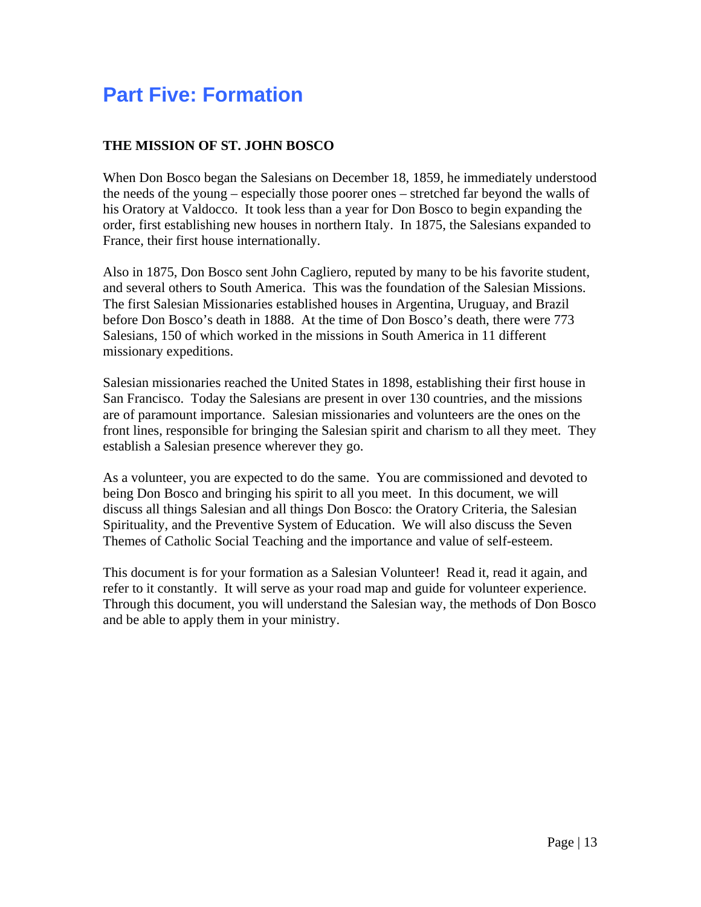# Part Five: Formation

**THE MISSION OF ST. JOHN BOSCO**

When Don Bosco began the Salesians on December 18, 1859, he immediately understood the needs of the young – especially those poorer ones – stretched far beyond the walls of his Oratory at Valdocco. It took less than a year for Don Bosco to begin expanding the order, first establishing new houses in northern Italy. In 1875, the Salesians expanded to France, their first house internationally.

Also in 1875, Don Bosco sent John Cagliero, reputed by many to be his favorite student, and several others to South America. This was the foundation of the Salesian Missions. The first Salesian Missionaries established houses in Argentina, Uruguay, and Brazil before Don Bosco's death in 1888. At the time of Don Bosco's death, there were 773 Salesians, 150 of which worked in the missions in South America in 11 different missionary expeditions.

Salesian missionaries reached the United States in 1898, establishing their first house in San Francisco. Today the Salesians are present in over 130 countries, and the missions are of paramount importance. Salesian missionaries and volunteers are the ones on the front lines, responsible for bringing the Salesian spirit and charism to all they meet. They establish a Salesian presence wherever they go.

As a volunteer, you are expected to do the same. You are commissioned and devoted to being Don Bosco and bringing his spirit to all you meet. In this document, we will discuss all things Salesian and all things Don Bosco: the Oratory Criteria, the Salesian Spirituality, and the Preventive System of Education. We will also discuss the Seven Themes of Catholic Social Teaching and the importance and value of self-esteem.

This document is for your formation as a Salesian Volunteer! Read it, read it again, and refer to it constantly. It will serve as your road map and guide for volunteer experience. Through this document, you will understand the Salesian way, the methods of Don Bosco and be able to apply them in your ministry.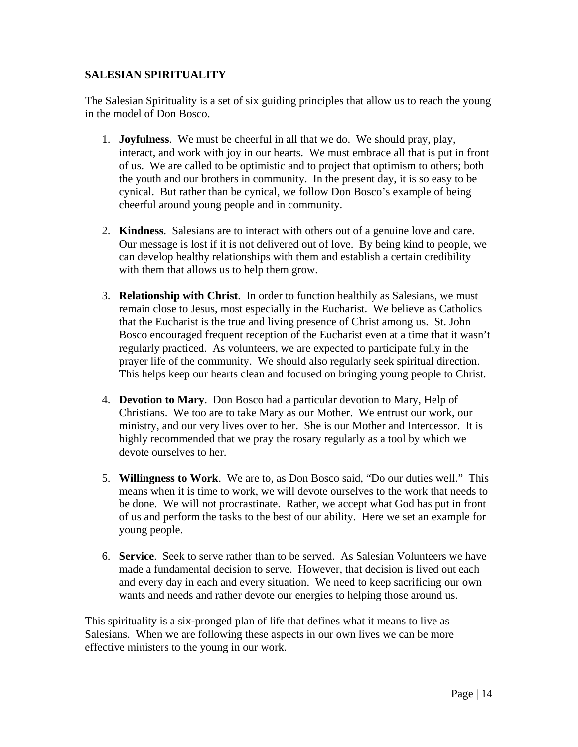**SALESIAN SPIRITUALITY**

The Salesian Spirituality is a set of six guiding principles that allow us to reach the young in the model of Don Bosco.

1. **Joyfulness**. We must be cheerful in all that we do. We should pray, play, interact, and work with joy in our hearts. We must embrace all that is put in front of us. We are called to be optimistic and to project that optimism to others; both the youth and our brothers in community. In the present day, it is so easy to be cynical. But rather than be cynical, we follow Don Bosco's example of being cheerful around young people and in community.

2. **Kindness**. Salesians are to interact with others out of a genuine love and care. Our message is lost if it is not delivered out of love. By being kind to people, we can develop healthy relationships with them and establish a certain credibility with them that allows us to help them grow.

3. **Relationship with Christ**. In order to function healthily as Salesians, we must remain close to Jesus, most especially in the Eucharist. We believe as Catholics that the Eucharist is the true and living presence of Christ among us. St. John Bosco encouraged frequent reception of the Eucharist even at a time that it wasn't regularly practiced. As volunteers, we are expected to participate fully in the prayer life of the community. We should also regularly seek spiritual direction. This helps keep our hearts clean and focused on bringing young people to Christ.

4. **Devotion to Mary**. Don Bosco had a particular devotion to Mary, Help of Christians. We too are to take Mary as our Mother. We entrust our work, our ministry, and our very lives over to her. She is our Mother and Intercessor. It is highly recommended that we pray the rosary regularly as a tool by which we devote ourselves to her.

5. **Willingness to Work**. We are to, as Don Bosco said, "Do our duties well." This means when it is time to work, we will devote ourselves to the work that needs to be done. We will not procrastinate. Rather, we accept what God has put in front of us and perform the tasks to the best of our ability. Here we set an example for young people.

6. **Service**. Seek to serve rather than to be served. As Salesian Volunteers we have made a fundamental decision to serve. However, that decision is lived out each and every day in each and every situation. We need to keep sacrificing our own wants and needs and rather devote our energies to helping those around us.

This spirituality is a six-pronged plan of life that defines what it means to live as Salesians. When we are following these aspects in our own lives we can be more effective ministers to the young in our work.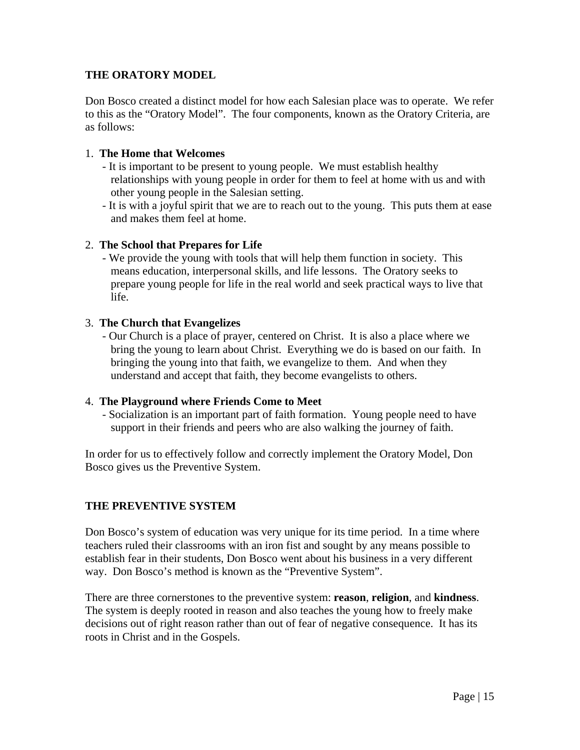## THE ORATORY MODEL

Don Bosco created a distinct model for how each Salesian place was to operate. We refer to this as the "Oratory Model". The four components, known as the Oratory Criteria, are as follows:

1. **The Home that Welcomes**
   - It is important to be present to young people. We must establish healthy relationships with young people in order for them to feel at home with us and with other young people in the Salesian setting.
   - It is with a joyful spirit that we are to reach out to the young. This puts them at ease and makes them feel at home.

2. **The School that Prepares for Life**
   - We provide the young with tools that will help them function in society. This means education, interpersonal skills, and life lessons. The Oratory seeks to prepare young people for life in the real world and seek practical ways to live that life.

3. **The Church that Evangelizes**
   - Our Church is a place of prayer, centered on Christ. It is also a place where we bring the young to learn about Christ. Everything we do is based on our faith. In bringing the young into that faith, we evangelize to them. And when they understand and accept that faith, they become evangelists to others.

4. **The Playground where Friends Come to Meet**
   - Socialization is an important part of faith formation. Young people need to have support in their friends and peers who are also walking the journey of faith.

In order for us to effectively follow and correctly implement the Oratory Model, Don Bosco gives us the Preventive System.

## THE PREVENTIVE SYSTEM

Don Bosco's system of education was very unique for its time period. In a time where teachers ruled their classrooms with an iron fist and sought by any means possible to establish fear in their students, Don Bosco went about his business in a very different way. Don Bosco's method is known as the "Preventive System".

There are three cornerstones to the preventive system: **reason**, **religion**, and **kindness**. The system is deeply rooted in reason and also teaches the young how to freely make decisions out of right reason rather than out of fear of negative consequence. It has its roots in Christ and in the Gospels.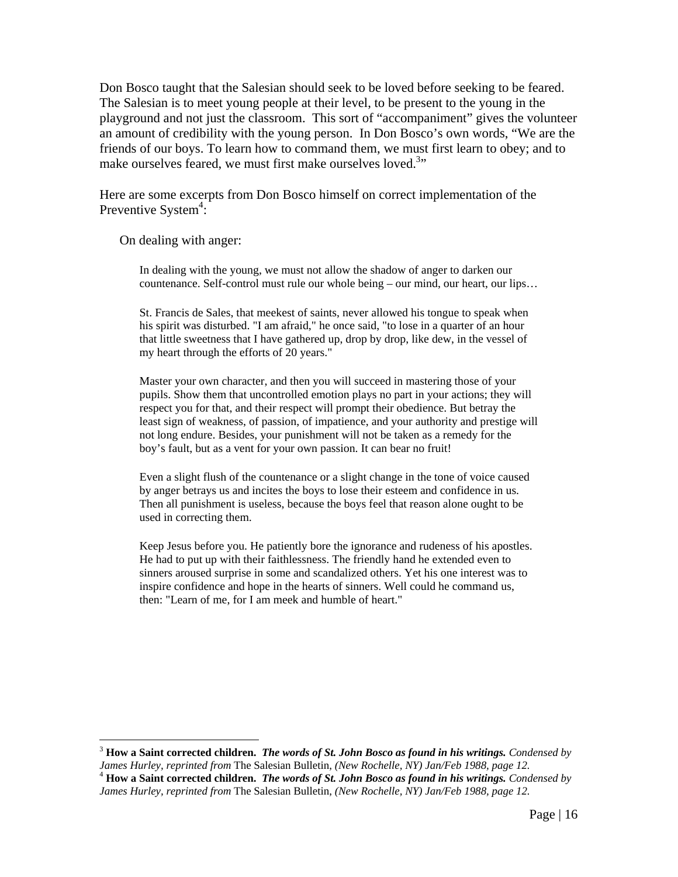Don Bosco taught that the Salesian should seek to be loved before seeking to be feared. The Salesian is to meet young people at their level, to be present to the young in the playground and not just the classroom. This sort of "accompaniment" gives the volunteer an amount of credibility with the young person. In Don Bosco's own words, "We are the friends of our boys. To learn how to command them, we must first learn to obey; and to make ourselves feared, we must first make ourselves loved.[3]"

Here are some excerpts from Don Bosco himself on correct implementation of the Preventive System[4]:

On dealing with anger:

> In dealing with the young, we must not allow the shadow of anger to darken our countenance. Self-control must rule our whole being – our mind, our heart, our lips…
>
> St. Francis de Sales, that meekest of saints, never allowed his tongue to speak when his spirit was disturbed. "I am afraid," he once said, "to lose in a quarter of an hour that little sweetness that I have gathered up, drop by drop, like dew, in the vessel of my heart through the efforts of 20 years."
>
> Master your own character, and then you will succeed in mastering those of your pupils. Show them that uncontrolled emotion plays no part in your actions; they will respect you for that, and their respect will prompt their obedience. But betray the least sign of weakness, of passion, of impatience, and your authority and prestige will not long endure. Besides, your punishment will not be taken as a remedy for the boy's fault, but as a vent for your own passion. It can bear no fruit!
>
> Even a slight flush of the countenance or a slight change in the tone of voice caused by anger betrays us and incites the boys to lose their esteem and confidence in us. Then all punishment is useless, because the boys feel that reason alone ought to be used in correcting them.
>
> Keep Jesus before you. He patiently bore the ignorance and rudeness of his apostles. He had to put up with their faithlessness. The friendly hand he extended even to sinners aroused surprise in some and scandalized others. Yet his one interest was to inspire confidence and hope in the hearts of sinners. Well could he command us, then: "Learn of me, for I am meek and humble of heart."

---

[3] **How a Saint corrected children.** ***The words of St. John Bosco as found in his writings.*** *Condensed by James Hurley, reprinted from* The Salesian Bulletin, *(New Rochelle, NY) Jan/Feb 1988, page 12.*

[4] **How a Saint corrected children.** ***The words of St. John Bosco as found in his writings.*** *Condensed by James Hurley, reprinted from* The Salesian Bulletin, *(New Rochelle, NY) Jan/Feb 1988, page 12.*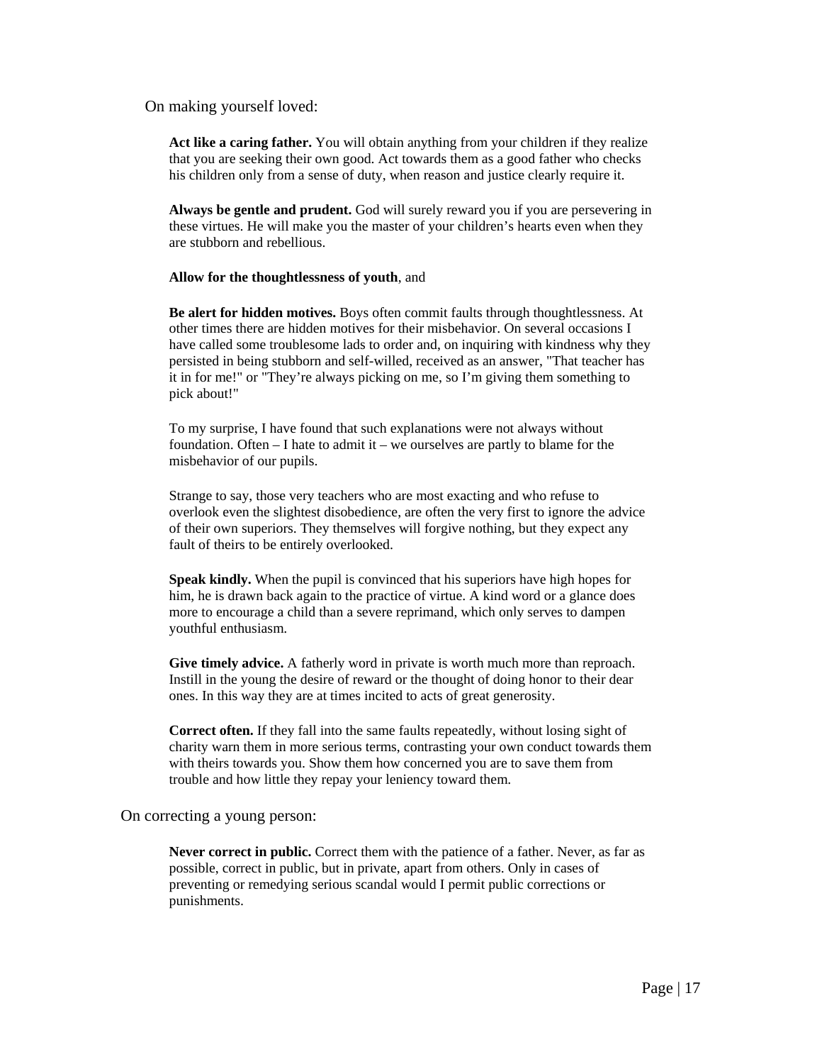On making yourself loved:

**Act like a caring father.** You will obtain anything from your children if they realize that you are seeking their own good. Act towards them as a good father who checks his children only from a sense of duty, when reason and justice clearly require it.

**Always be gentle and prudent.** God will surely reward you if you are persevering in these virtues. He will make you the master of your children's hearts even when they are stubborn and rebellious.

**Allow for the thoughtlessness of youth**, and

**Be alert for hidden motives.** Boys often commit faults through thoughtlessness. At other times there are hidden motives for their misbehavior. On several occasions I have called some troublesome lads to order and, on inquiring with kindness why they persisted in being stubborn and self-willed, received as an answer, "That teacher has it in for me!" or "They're always picking on me, so I'm giving them something to pick about!"

To my surprise, I have found that such explanations were not always without foundation. Often – I hate to admit it – we ourselves are partly to blame for the misbehavior of our pupils.

Strange to say, those very teachers who are most exacting and who refuse to overlook even the slightest disobedience, are often the very first to ignore the advice of their own superiors. They themselves will forgive nothing, but they expect any fault of theirs to be entirely overlooked.

**Speak kindly.** When the pupil is convinced that his superiors have high hopes for him, he is drawn back again to the practice of virtue. A kind word or a glance does more to encourage a child than a severe reprimand, which only serves to dampen youthful enthusiasm.

**Give timely advice.** A fatherly word in private is worth much more than reproach. Instill in the young the desire of reward or the thought of doing honor to their dear ones. In this way they are at times incited to acts of great generosity.

**Correct often.** If they fall into the same faults repeatedly, without losing sight of charity warn them in more serious terms, contrasting your own conduct towards them with theirs towards you. Show them how concerned you are to save them from trouble and how little they repay your leniency toward them.

On correcting a young person:

**Never correct in public.** Correct them with the patience of a father. Never, as far as possible, correct in public, but in private, apart from others. Only in cases of preventing or remedying serious scandal would I permit public corrections or punishments.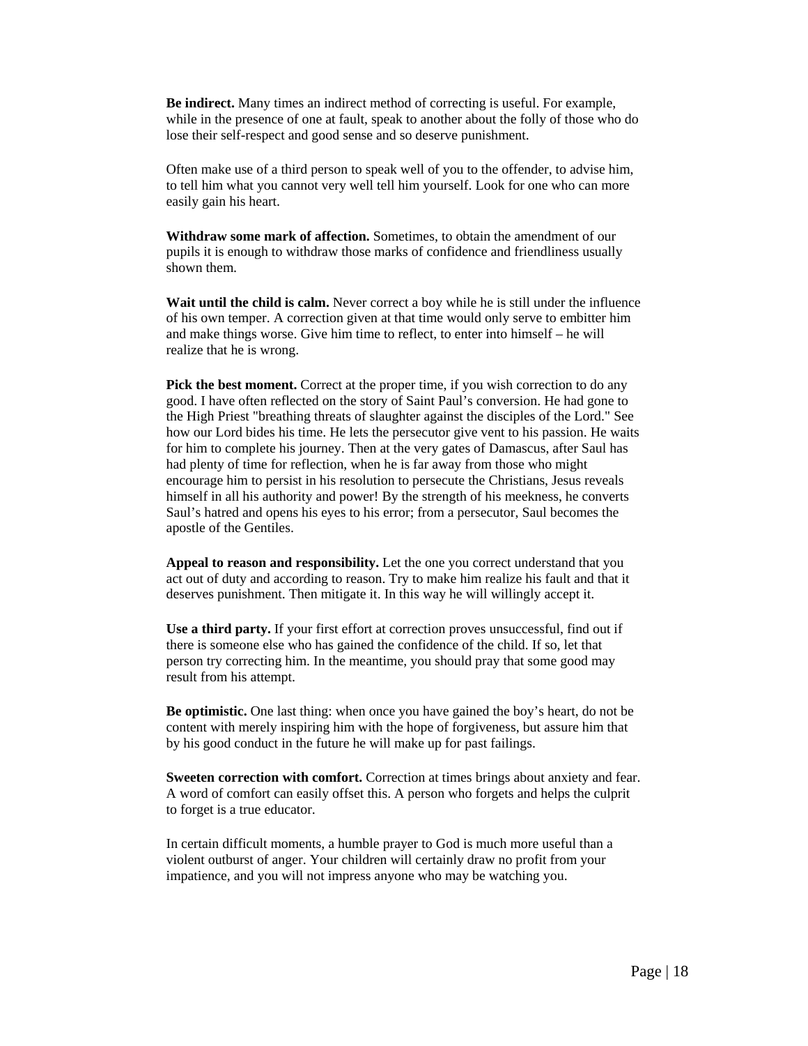**Be indirect.** Many times an indirect method of correcting is useful. For example, while in the presence of one at fault, speak to another about the folly of those who do lose their self-respect and good sense and so deserve punishment.

Often make use of a third person to speak well of you to the offender, to advise him, to tell him what you cannot very well tell him yourself. Look for one who can more easily gain his heart.

**Withdraw some mark of affection.** Sometimes, to obtain the amendment of our pupils it is enough to withdraw those marks of confidence and friendliness usually shown them.

**Wait until the child is calm.** Never correct a boy while he is still under the influence of his own temper. A correction given at that time would only serve to embitter him and make things worse. Give him time to reflect, to enter into himself – he will realize that he is wrong.

**Pick the best moment.** Correct at the proper time, if you wish correction to do any good. I have often reflected on the story of Saint Paul's conversion. He had gone to the High Priest "breathing threats of slaughter against the disciples of the Lord." See how our Lord bides his time. He lets the persecutor give vent to his passion. He waits for him to complete his journey. Then at the very gates of Damascus, after Saul has had plenty of time for reflection, when he is far away from those who might encourage him to persist in his resolution to persecute the Christians, Jesus reveals himself in all his authority and power! By the strength of his meekness, he converts Saul's hatred and opens his eyes to his error; from a persecutor, Saul becomes the apostle of the Gentiles.

**Appeal to reason and responsibility.** Let the one you correct understand that you act out of duty and according to reason. Try to make him realize his fault and that it deserves punishment. Then mitigate it. In this way he will willingly accept it.

**Use a third party.** If your first effort at correction proves unsuccessful, find out if there is someone else who has gained the confidence of the child. If so, let that person try correcting him. In the meantime, you should pray that some good may result from his attempt.

**Be optimistic.** One last thing: when once you have gained the boy's heart, do not be content with merely inspiring him with the hope of forgiveness, but assure him that by his good conduct in the future he will make up for past failings.

**Sweeten correction with comfort.** Correction at times brings about anxiety and fear. A word of comfort can easily offset this. A person who forgets and helps the culprit to forget is a true educator.

In certain difficult moments, a humble prayer to God is much more useful than a violent outburst of anger. Your children will certainly draw no profit from your impatience, and you will not impress anyone who may be watching you.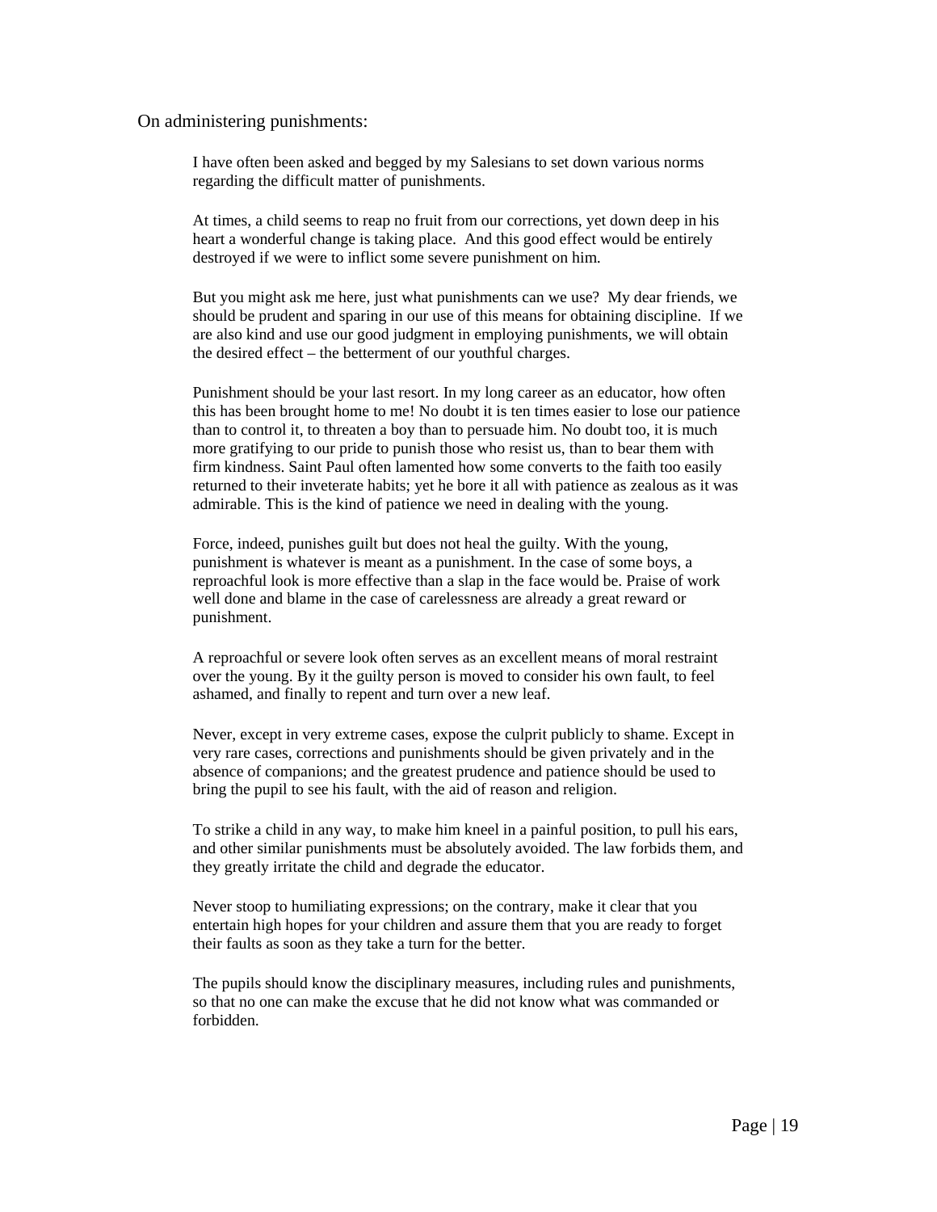On administering punishments:

> I have often been asked and begged by my Salesians to set down various norms regarding the difficult matter of punishments.
>
> At times, a child seems to reap no fruit from our corrections, yet down deep in his heart a wonderful change is taking place. And this good effect would be entirely destroyed if we were to inflict some severe punishment on him.
>
> But you might ask me here, just what punishments can we use? My dear friends, we should be prudent and sparing in our use of this means for obtaining discipline. If we are also kind and use our good judgment in employing punishments, we will obtain the desired effect – the betterment of our youthful charges.
>
> Punishment should be your last resort. In my long career as an educator, how often this has been brought home to me! No doubt it is ten times easier to lose our patience than to control it, to threaten a boy than to persuade him. No doubt too, it is much more gratifying to our pride to punish those who resist us, than to bear them with firm kindness. Saint Paul often lamented how some converts to the faith too easily returned to their inveterate habits; yet he bore it all with patience as zealous as it was admirable. This is the kind of patience we need in dealing with the young.
>
> Force, indeed, punishes guilt but does not heal the guilty. With the young, punishment is whatever is meant as a punishment. In the case of some boys, a reproachful look is more effective than a slap in the face would be. Praise of work well done and blame in the case of carelessness are already a great reward or punishment.
>
> A reproachful or severe look often serves as an excellent means of moral restraint over the young. By it the guilty person is moved to consider his own fault, to feel ashamed, and finally to repent and turn over a new leaf.
>
> Never, except in very extreme cases, expose the culprit publicly to shame. Except in very rare cases, corrections and punishments should be given privately and in the absence of companions; and the greatest prudence and patience should be used to bring the pupil to see his fault, with the aid of reason and religion.
>
> To strike a child in any way, to make him kneel in a painful position, to pull his ears, and other similar punishments must be absolutely avoided. The law forbids them, and they greatly irritate the child and degrade the educator.
>
> Never stoop to humiliating expressions; on the contrary, make it clear that you entertain high hopes for your children and assure them that you are ready to forget their faults as soon as they take a turn for the better.
>
> The pupils should know the disciplinary measures, including rules and punishments, so that no one can make the excuse that he did not know what was commanded or forbidden.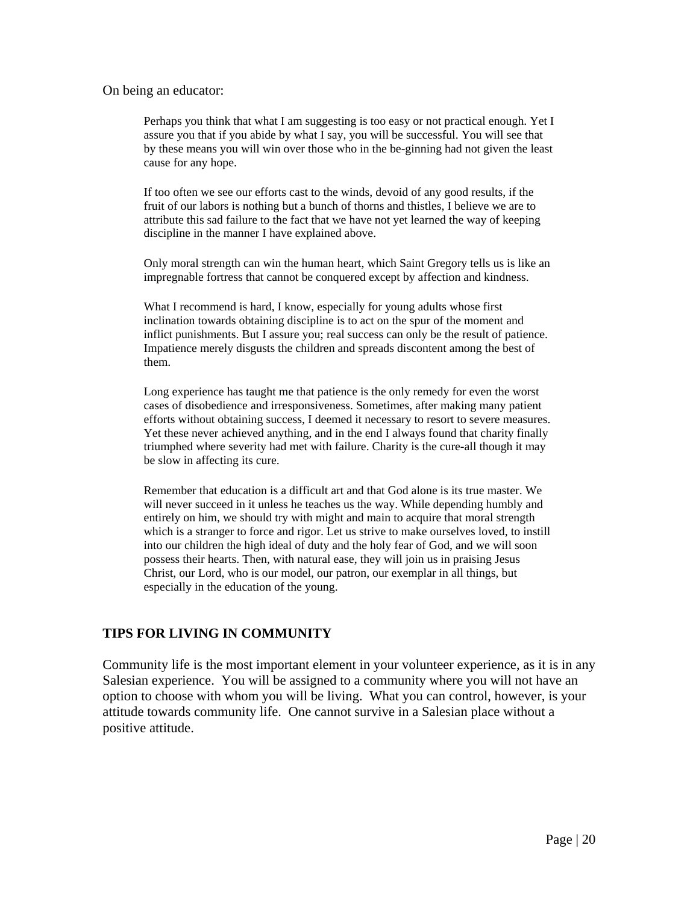On being an educator:

> Perhaps you think that what I am suggesting is too easy or not practical enough. Yet I assure you that if you abide by what I say, you will be successful. You will see that by these means you will win over those who in the be-ginning had not given the least cause for any hope.
>
> If too often we see our efforts cast to the winds, devoid of any good results, if the fruit of our labors is nothing but a bunch of thorns and thistles, I believe we are to attribute this sad failure to the fact that we have not yet learned the way of keeping discipline in the manner I have explained above.
>
> Only moral strength can win the human heart, which Saint Gregory tells us is like an impregnable fortress that cannot be conquered except by affection and kindness.
>
> What I recommend is hard, I know, especially for young adults whose first inclination towards obtaining discipline is to act on the spur of the moment and inflict punishments. But I assure you; real success can only be the result of patience. Impatience merely disgusts the children and spreads discontent among the best of them.
>
> Long experience has taught me that patience is the only remedy for even the worst cases of disobedience and irresponsiveness. Sometimes, after making many patient efforts without obtaining success, I deemed it necessary to resort to severe measures. Yet these never achieved anything, and in the end I always found that charity finally triumphed where severity had met with failure. Charity is the cure-all though it may be slow in affecting its cure.
>
> Remember that education is a difficult art and that God alone is its true master. We will never succeed in it unless he teaches us the way. While depending humbly and entirely on him, we should try with might and main to acquire that moral strength which is a stranger to force and rigor. Let us strive to make ourselves loved, to instill into our children the high ideal of duty and the holy fear of God, and we will soon possess their hearts. Then, with natural ease, they will join us in praising Jesus Christ, our Lord, who is our model, our patron, our exemplar in all things, but especially in the education of the young.

## TIPS FOR LIVING IN COMMUNITY

Community life is the most important element in your volunteer experience, as it is in any Salesian experience. You will be assigned to a community where you will not have an option to choose with whom you will be living. What you can control, however, is your attitude towards community life. One cannot survive in a Salesian place without a positive attitude.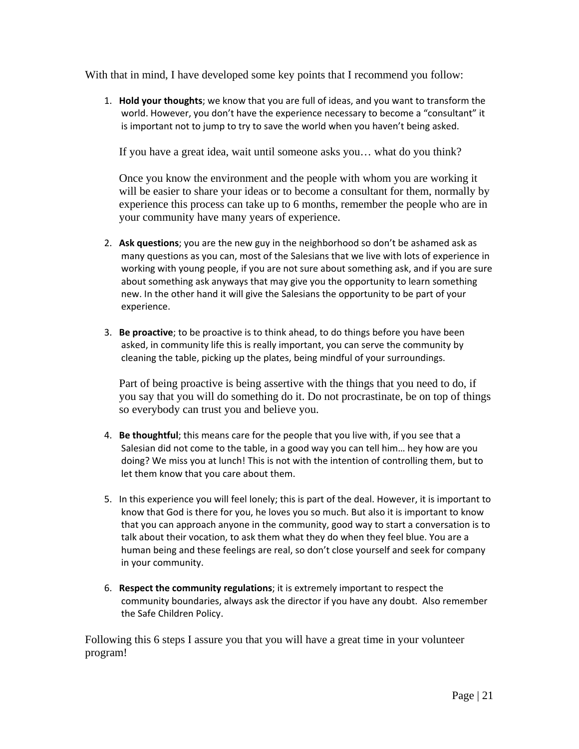With that in mind, I have developed some key points that I recommend you follow:

1. **Hold your thoughts**; we know that you are full of ideas, and you want to transform the world. However, you don't have the experience necessary to become a "consultant" it is important not to jump to try to save the world when you haven't being asked.

   If you have a great idea, wait until someone asks you… what do you think?

   Once you know the environment and the people with whom you are working it will be easier to share your ideas or to become a consultant for them, normally by experience this process can take up to 6 months, remember the people who are in your community have many years of experience.

2. **Ask questions**; you are the new guy in the neighborhood so don't be ashamed ask as many questions as you can, most of the Salesians that we live with lots of experience in working with young people, if you are not sure about something ask, and if you are sure about something ask anyways that may give you the opportunity to learn something new. In the other hand it will give the Salesians the opportunity to be part of your experience.

3. **Be proactive**; to be proactive is to think ahead, to do things before you have been asked, in community life this is really important, you can serve the community by cleaning the table, picking up the plates, being mindful of your surroundings.

   Part of being proactive is being assertive with the things that you need to do, if you say that you will do something do it. Do not procrastinate, be on top of things so everybody can trust you and believe you.

4. **Be thoughtful**; this means care for the people that you live with, if you see that a Salesian did not come to the table, in a good way you can tell him… hey how are you doing? We miss you at lunch! This is not with the intention of controlling them, but to let them know that you care about them.

5. In this experience you will feel lonely; this is part of the deal. However, it is important to know that God is there for you, he loves you so much. But also it is important to know that you can approach anyone in the community, good way to start a conversation is to talk about their vocation, to ask them what they do when they feel blue. You are a human being and these feelings are real, so don't close yourself and seek for company in your community.

6. **Respect the community regulations**; it is extremely important to respect the community boundaries, always ask the director if you have any doubt. Also remember the Safe Children Policy.

Following this 6 steps I assure you that you will have a great time in your volunteer program!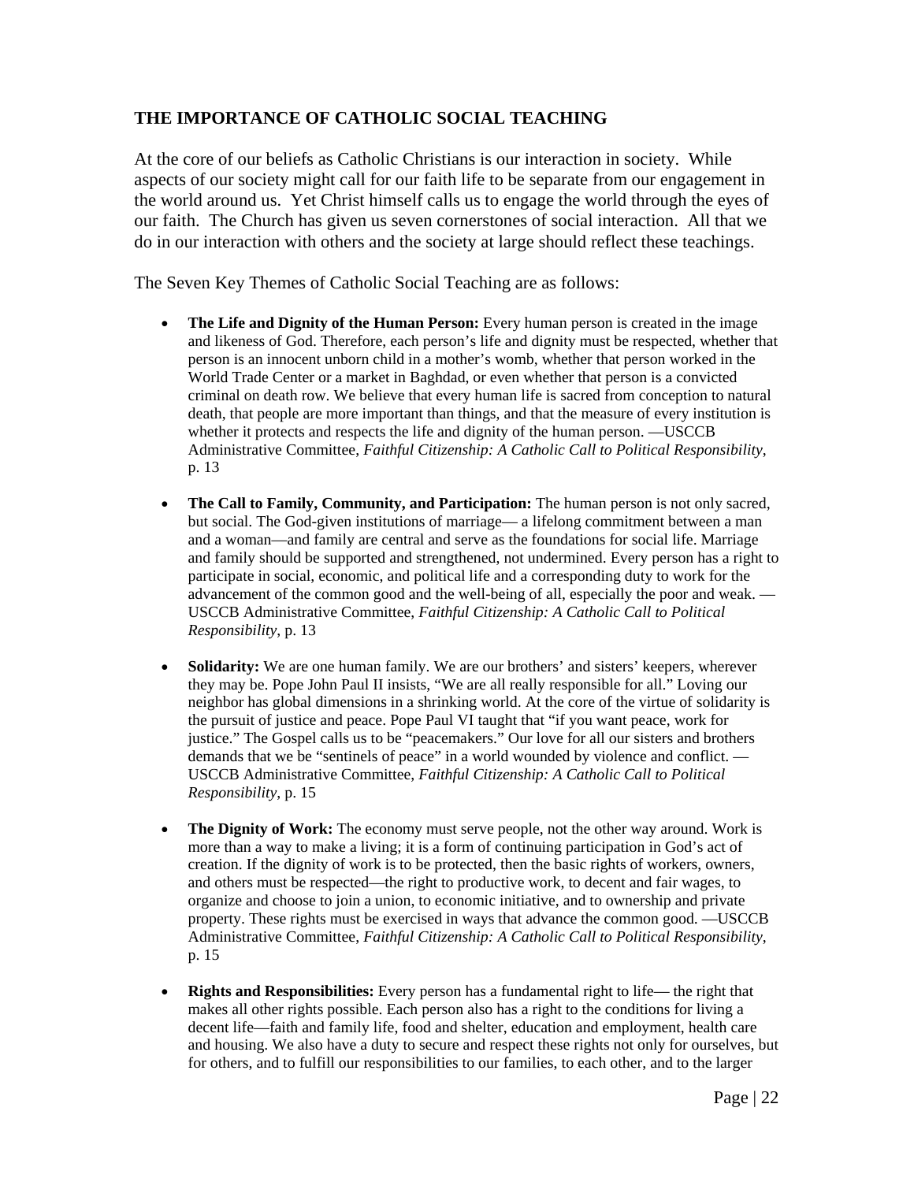**THE IMPORTANCE OF CATHOLIC SOCIAL TEACHING**

At the core of our beliefs as Catholic Christians is our interaction in society. While aspects of our society might call for our faith life to be separate from our engagement in the world around us. Yet Christ himself calls us to engage the world through the eyes of our faith. The Church has given us seven cornerstones of social interaction. All that we do in our interaction with others and the society at large should reflect these teachings.

The Seven Key Themes of Catholic Social Teaching are as follows:

- **The Life and Dignity of the Human Person:** Every human person is created in the image and likeness of God. Therefore, each person's life and dignity must be respected, whether that person is an innocent unborn child in a mother's womb, whether that person worked in the World Trade Center or a market in Baghdad, or even whether that person is a convicted criminal on death row. We believe that every human life is sacred from conception to natural death, that people are more important than things, and that the measure of every institution is whether it protects and respects the life and dignity of the human person. —USCCB Administrative Committee, *Faithful Citizenship: A Catholic Call to Political Responsibility*, p. 13

- **The Call to Family, Community, and Participation:** The human person is not only sacred, but social. The God-given institutions of marriage— a lifelong commitment between a man and a woman—and family are central and serve as the foundations for social life. Marriage and family should be supported and strengthened, not undermined. Every person has a right to participate in social, economic, and political life and a corresponding duty to work for the advancement of the common good and the well-being of all, especially the poor and weak. —USCCB Administrative Committee, *Faithful Citizenship: A Catholic Call to Political Responsibility*, p. 13

- **Solidarity:** We are one human family. We are our brothers' and sisters' keepers, wherever they may be. Pope John Paul II insists, "We are all really responsible for all." Loving our neighbor has global dimensions in a shrinking world. At the core of the virtue of solidarity is the pursuit of justice and peace. Pope Paul VI taught that "if you want peace, work for justice." The Gospel calls us to be "peacemakers." Our love for all our sisters and brothers demands that we be "sentinels of peace" in a world wounded by violence and conflict. —USCCB Administrative Committee, *Faithful Citizenship: A Catholic Call to Political Responsibility*, p. 15

- **The Dignity of Work:** The economy must serve people, not the other way around. Work is more than a way to make a living; it is a form of continuing participation in God's act of creation. If the dignity of work is to be protected, then the basic rights of workers, owners, and others must be respected—the right to productive work, to decent and fair wages, to organize and choose to join a union, to economic initiative, and to ownership and private property. These rights must be exercised in ways that advance the common good. —USCCB Administrative Committee, *Faithful Citizenship: A Catholic Call to Political Responsibility*, p. 15

- **Rights and Responsibilities:** Every person has a fundamental right to life— the right that makes all other rights possible. Each person also has a right to the conditions for living a decent life—faith and family life, food and shelter, education and employment, health care and housing. We also have a duty to secure and respect these rights not only for ourselves, but for others, and to fulfill our responsibilities to our families, to each other, and to the larger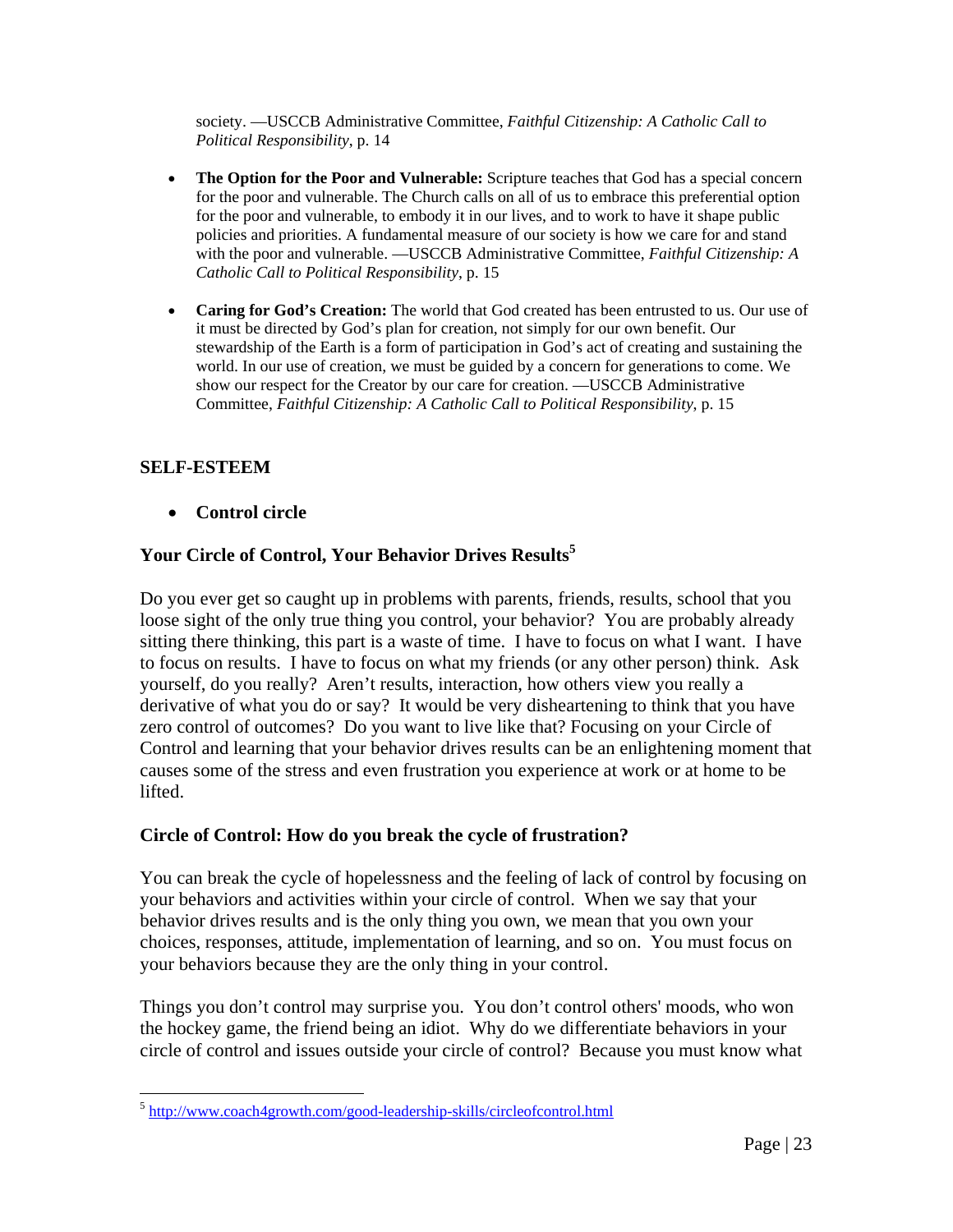society. —USCCB Administrative Committee, *Faithful Citizenship: A Catholic Call to Political Responsibility*, p. 14

- **The Option for the Poor and Vulnerable:** Scripture teaches that God has a special concern for the poor and vulnerable. The Church calls on all of us to embrace this preferential option for the poor and vulnerable, to embody it in our lives, and to work to have it shape public policies and priorities. A fundamental measure of our society is how we care for and stand with the poor and vulnerable. —USCCB Administrative Committee, *Faithful Citizenship: A Catholic Call to Political Responsibility*, p. 15

- **Caring for God's Creation:** The world that God created has been entrusted to us. Our use of it must be directed by God's plan for creation, not simply for our own benefit. Our stewardship of the Earth is a form of participation in God's act of creating and sustaining the world. In our use of creation, we must be guided by a concern for generations to come. We show our respect for the Creator by our care for creation. —USCCB Administrative Committee, *Faithful Citizenship: A Catholic Call to Political Responsibility*, p. 15

## SELF-ESTEEM

- **Control circle**

### Your Circle of Control, Your Behavior Drives Results[5]

Do you ever get so caught up in problems with parents, friends, results, school that you loose sight of the only true thing you control, your behavior? You are probably already sitting there thinking, this part is a waste of time. I have to focus on what I want. I have to focus on results. I have to focus on what my friends (or any other person) think. Ask yourself, do you really? Aren't results, interaction, how others view you really a derivative of what you do or say? It would be very disheartening to think that you have zero control of outcomes? Do you want to live like that? Focusing on your Circle of Control and learning that your behavior drives results can be an enlightening moment that causes some of the stress and even frustration you experience at work or at home to be lifted.

### Circle of Control: How do you break the cycle of frustration?

You can break the cycle of hopelessness and the feeling of lack of control by focusing on your behaviors and activities within your circle of control. When we say that your behavior drives results and is the only thing you own, we mean that you own your choices, responses, attitude, implementation of learning, and so on. You must focus on your behaviors because they are the only thing in your control.

Things you don't control may surprise you. You don't control others' moods, who won the hockey game, the friend being an idiot. Why do we differentiate behaviors in your circle of control and issues outside your circle of control? Because you must know what

[5] http://www.coach4growth.com/good-leadership-skills/circleofcontrol.html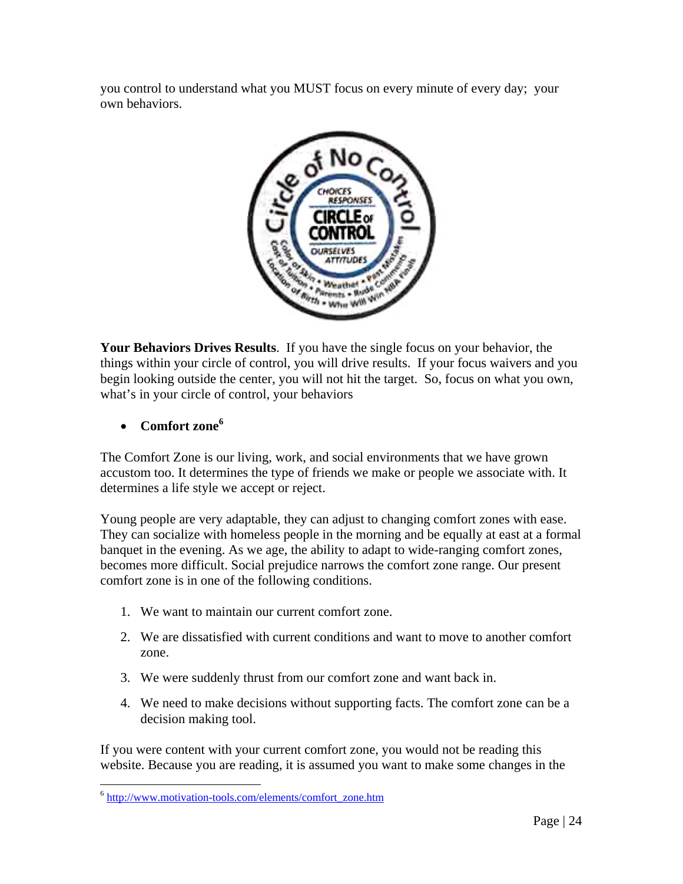you control to understand what you MUST focus on every minute of every day; your own behaviors.

**Your Behaviors Drives Results**. If you have the single focus on your behavior, the things within your circle of control, you will drive results. If your focus waivers and you begin looking outside the center, you will not hit the target. So, focus on what you own, what's in your circle of control, your behaviors

- **Comfort zone**[6]

The Comfort Zone is our living, work, and social environments that we have grown accustom too. It determines the type of friends we make or people we associate with. It determines a life style we accept or reject.

Young people are very adaptable, they can adjust to changing comfort zones with ease. They can socialize with homeless people in the morning and be equally at east at a formal banquet in the evening. As we age, the ability to adapt to wide-ranging comfort zones, becomes more difficult. Social prejudice narrows the comfort zone range. Our present comfort zone is in one of the following conditions.

1. We want to maintain our current comfort zone.
2. We are dissatisfied with current conditions and want to move to another comfort zone.
3. We were suddenly thrust from our comfort zone and want back in.
4. We need to make decisions without supporting facts. The comfort zone can be a decision making tool.

If you were content with your current comfort zone, you would not be reading this website. Because you are reading, it is assumed you want to make some changes in the

[6] http://www.motivation-tools.com/elements/comfort_zone.htm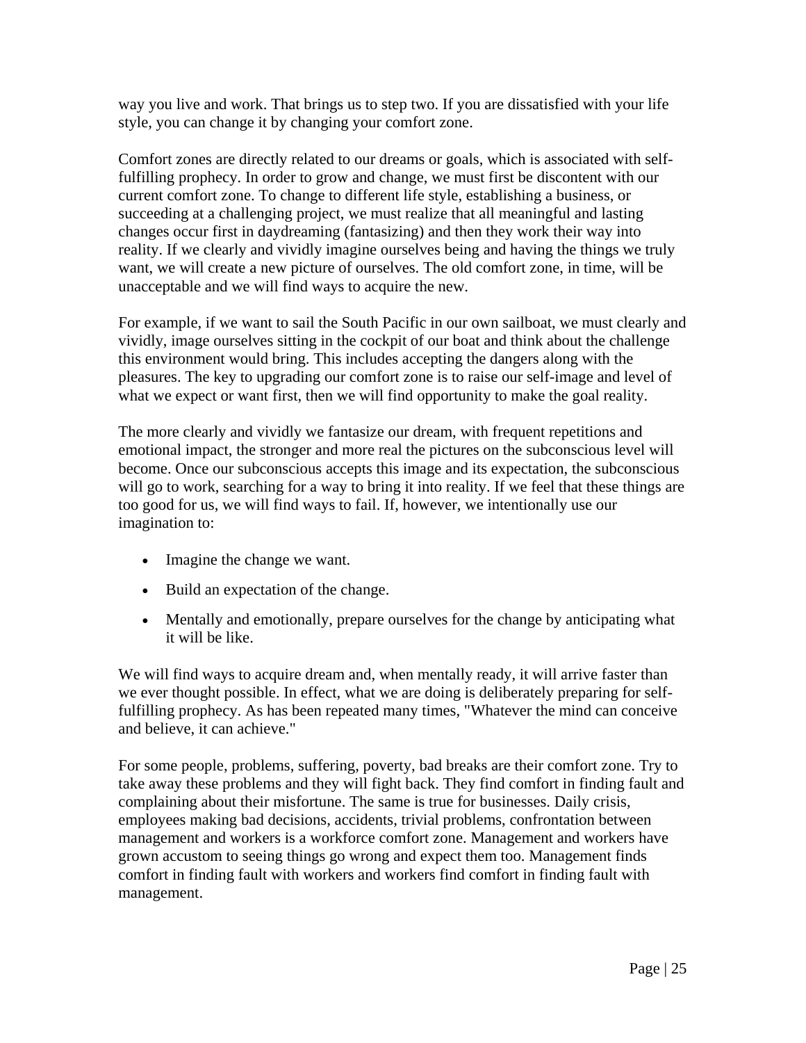way you live and work. That brings us to step two. If you are dissatisfied with your life style, you can change it by changing your comfort zone.

Comfort zones are directly related to our dreams or goals, which is associated with self-fulfilling prophecy. In order to grow and change, we must first be discontent with our current comfort zone. To change to different life style, establishing a business, or succeeding at a challenging project, we must realize that all meaningful and lasting changes occur first in daydreaming (fantasizing) and then they work their way into reality. If we clearly and vividly imagine ourselves being and having the things we truly want, we will create a new picture of ourselves. The old comfort zone, in time, will be unacceptable and we will find ways to acquire the new.

For example, if we want to sail the South Pacific in our own sailboat, we must clearly and vividly, image ourselves sitting in the cockpit of our boat and think about the challenge this environment would bring. This includes accepting the dangers along with the pleasures. The key to upgrading our comfort zone is to raise our self-image and level of what we expect or want first, then we will find opportunity to make the goal reality.

The more clearly and vividly we fantasize our dream, with frequent repetitions and emotional impact, the stronger and more real the pictures on the subconscious level will become. Once our subconscious accepts this image and its expectation, the subconscious will go to work, searching for a way to bring it into reality. If we feel that these things are too good for us, we will find ways to fail. If, however, we intentionally use our imagination to:

- Imagine the change we want.
- Build an expectation of the change.
- Mentally and emotionally, prepare ourselves for the change by anticipating what it will be like.

We will find ways to acquire dream and, when mentally ready, it will arrive faster than we ever thought possible. In effect, what we are doing is deliberately preparing for self-fulfilling prophecy. As has been repeated many times, "Whatever the mind can conceive and believe, it can achieve."

For some people, problems, suffering, poverty, bad breaks are their comfort zone. Try to take away these problems and they will fight back. They find comfort in finding fault and complaining about their misfortune. The same is true for businesses. Daily crisis, employees making bad decisions, accidents, trivial problems, confrontation between management and workers is a workforce comfort zone. Management and workers have grown accustom to seeing things go wrong and expect them too. Management finds comfort in finding fault with workers and workers find comfort in finding fault with management.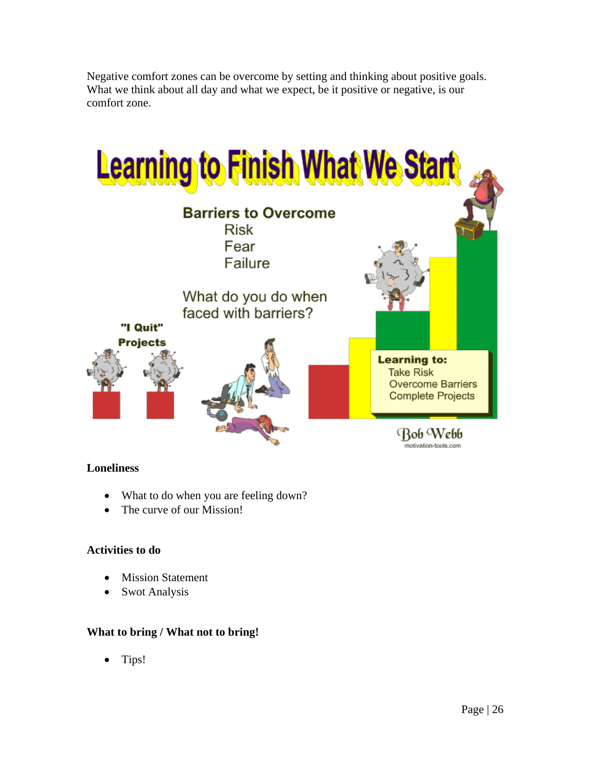Negative comfort zones can be overcome by setting and thinking about positive goals. What we think about all day and what we expect, be it positive or negative, is our comfort zone.

**Learning to Finish What We Start**

**Barriers to Overcome**
Risk
Fear
Failure

What do you do when faced with barriers?

**"I Quit" Projects**

**Learning to:**
Take Risk
Overcome Barriers
Complete Projects

Bob Webb
motivation-tools.com

**Loneliness**

- What to do when you are feeling down?
- The curve of our Mission!

**Activities to do**

- Mission Statement
- Swot Analysis

**What to bring / What not to bring!**

- Tips!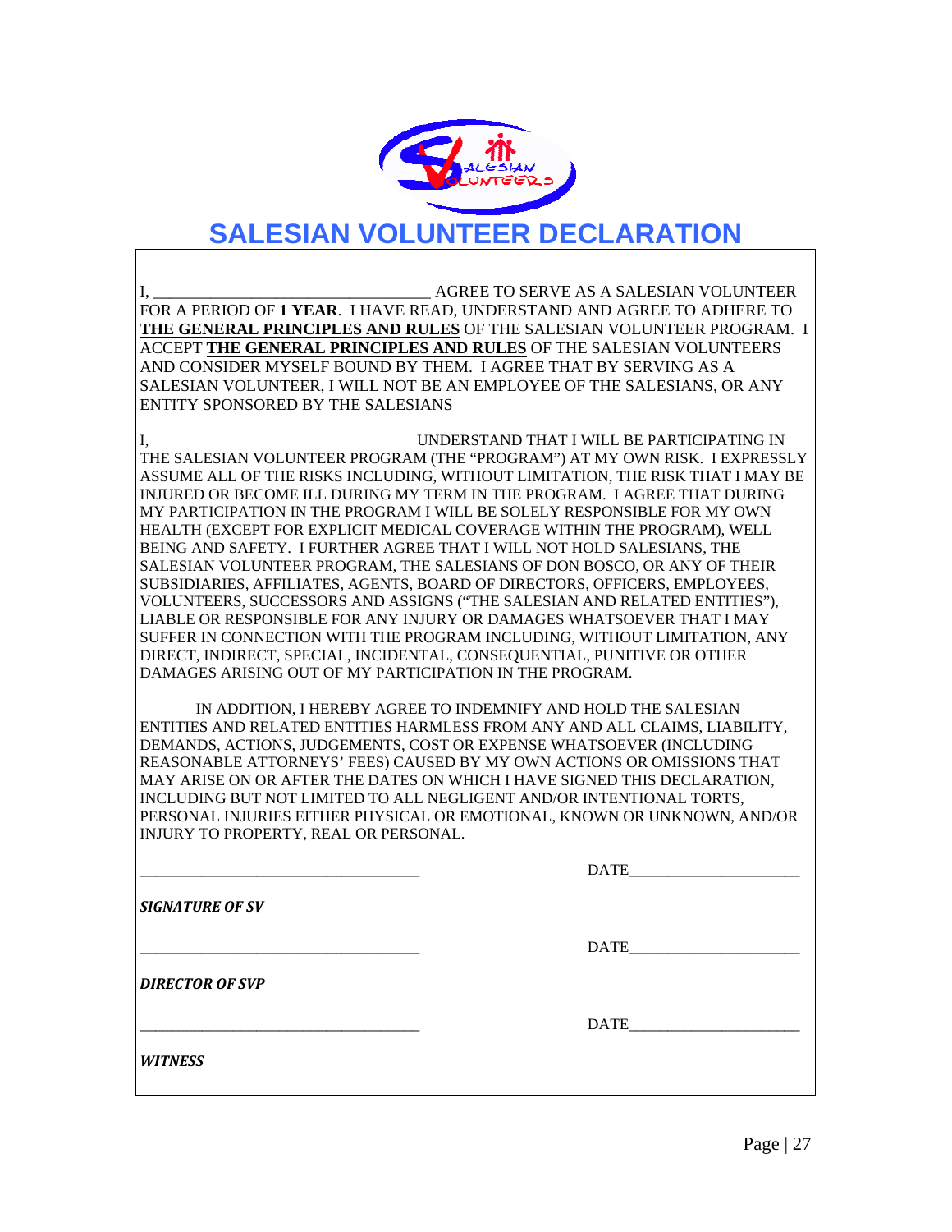# SALESIAN VOLUNTEER DECLARATION

I, _________________________________ AGREE TO SERVE AS A SALESIAN VOLUNTEER FOR A PERIOD OF **1 YEAR**. I HAVE READ, UNDERSTAND AND AGREE TO ADHERE TO **THE GENERAL PRINCIPLES AND RULES** OF THE SALESIAN VOLUNTEER PROGRAM. I ACCEPT **THE GENERAL PRINCIPLES AND RULES** OF THE SALESIAN VOLUNTEERS AND CONSIDER MYSELF BOUND BY THEM. I AGREE THAT BY SERVING AS A SALESIAN VOLUNTEER, I WILL NOT BE AN EMPLOYEE OF THE SALESIANS, OR ANY ENTITY SPONSORED BY THE SALESIANS

I, _______________________________UNDERSTAND THAT I WILL BE PARTICIPATING IN THE SALESIAN VOLUNTEER PROGRAM (THE "PROGRAM") AT MY OWN RISK. I EXPRESSLY ASSUME ALL OF THE RISKS INCLUDING, WITHOUT LIMITATION, THE RISK THAT I MAY BE INJURED OR BECOME ILL DURING MY TERM IN THE PROGRAM. I AGREE THAT DURING MY PARTICIPATION IN THE PROGRAM I WILL BE SOLELY RESPONSIBLE FOR MY OWN HEALTH (EXCEPT FOR EXPLICIT MEDICAL COVERAGE WITHIN THE PROGRAM), WELL BEING AND SAFETY. I FURTHER AGREE THAT I WILL NOT HOLD SALESIANS, THE SALESIAN VOLUNTEER PROGRAM, THE SALESIANS OF DON BOSCO, OR ANY OF THEIR SUBSIDIARIES, AFFILIATES, AGENTS, BOARD OF DIRECTORS, OFFICERS, EMPLOYEES, VOLUNTEERS, SUCCESSORS AND ASSIGNS ("THE SALESIAN AND RELATED ENTITIES"), LIABLE OR RESPONSIBLE FOR ANY INJURY OR DAMAGES WHATSOEVER THAT I MAY SUFFER IN CONNECTION WITH THE PROGRAM INCLUDING, WITHOUT LIMITATION, ANY DIRECT, INDIRECT, SPECIAL, INCIDENTAL, CONSEQUENTIAL, PUNITIVE OR OTHER DAMAGES ARISING OUT OF MY PARTICIPATION IN THE PROGRAM.

IN ADDITION, I HEREBY AGREE TO INDEMNIFY AND HOLD THE SALESIAN ENTITIES AND RELATED ENTITIES HARMLESS FROM ANY AND ALL CLAIMS, LIABILITY, DEMANDS, ACTIONS, JUDGEMENTS, COST OR EXPENSE WHATSOEVER (INCLUDING REASONABLE ATTORNEYS' FEES) CAUSED BY MY OWN ACTIONS OR OMISSIONS THAT MAY ARISE ON OR AFTER THE DATES ON WHICH I HAVE SIGNED THIS DECLARATION, INCLUDING BUT NOT LIMITED TO ALL NEGLIGENT AND/OR INTENTIONAL TORTS, PERSONAL INJURIES EITHER PHYSICAL OR EMOTIONAL, KNOWN OR UNKNOWN, AND/OR INJURY TO PROPERTY, REAL OR PERSONAL.

___________________________________ DATE_____________________

***SIGNATURE OF SV***

___________________________________ DATE_____________________

***DIRECTOR OF SVP***

___________________________________ DATE_____________________

***WITNESS***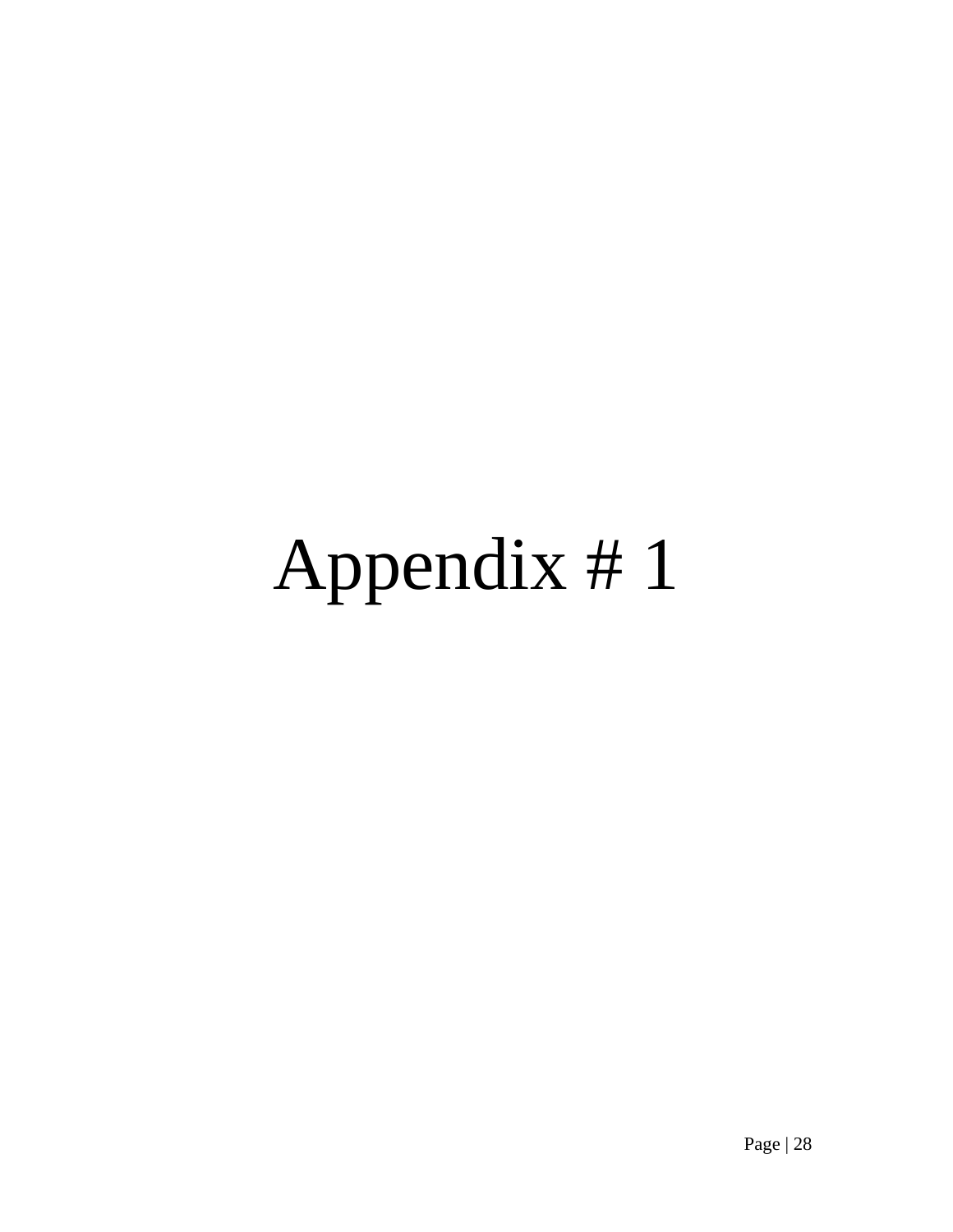# Appendix # 1